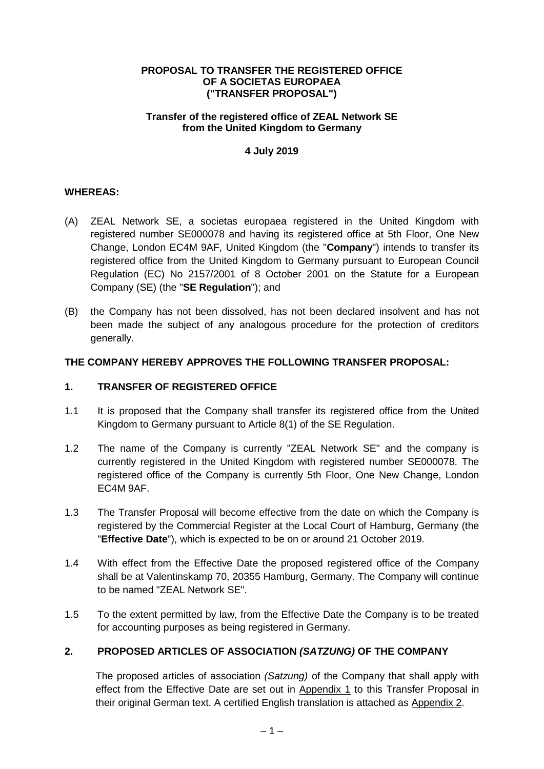**PROPOSAL TO TRANSFER THE REGISTERED OFFICE OF A SOCIETAS EUROPAEA ("TRANSFER PROPOSAL")**

**Transfer of the registered office of ZEAL Network SE from the United Kingdom to Germany**

**4 July 2019**

**WHEREAS:**

(A) ZEAL Network SE, a societas europaea registered in the United Kingdom with registered number SE000078 and having its registered office at 5th Floor, One New Change, London EC4M 9AF, United Kingdom (the "**Company**") intends to transfer its registered office from the United Kingdom to Germany pursuant to European Council Regulation (EC) No 2157/2001 of 8 October 2001 on the Statute for a European Company (SE) (the "**SE Regulation**"); and

(B) the Company has not been dissolved, has not been declared insolvent and has not been made the subject of any analogous procedure for the protection of creditors generally.

**THE COMPANY HEREBY APPROVES THE FOLLOWING TRANSFER PROPOSAL:**

## 1. TRANSFER OF REGISTERED OFFICE

1.1 It is proposed that the Company shall transfer its registered office from the United Kingdom to Germany pursuant to Article 8(1) of the SE Regulation.

1.2 The name of the Company is currently "ZEAL Network SE" and the company is currently registered in the United Kingdom with registered number SE000078. The registered office of the Company is currently 5th Floor, One New Change, London EC4M 9AF.

1.3 The Transfer Proposal will become effective from the date on which the Company is registered by the Commercial Register at the Local Court of Hamburg, Germany (the "**Effective Date**"), which is expected to be on or around 21 October 2019.

1.4 With effect from the Effective Date the proposed registered office of the Company shall be at Valentinskamp 70, 20355 Hamburg, Germany. The Company will continue to be named "ZEAL Network SE".

1.5 To the extent permitted by law, from the Effective Date the Company is to be treated for accounting purposes as being registered in Germany.

## 2. PROPOSED ARTICLES OF ASSOCIATION *(SATZUNG)* OF THE COMPANY

The proposed articles of association *(Satzung)* of the Company that shall apply with effect from the Effective Date are set out in Appendix 1 to this Transfer Proposal in their original German text. A certified English translation is attached as Appendix 2.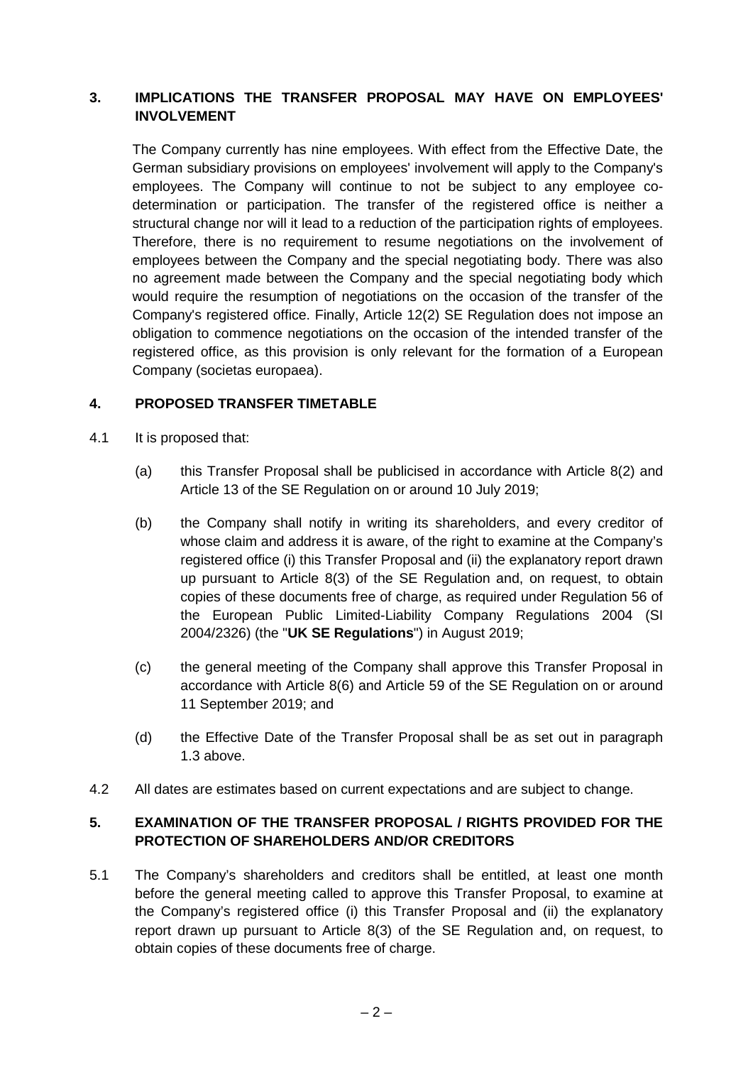## 3. IMPLICATIONS THE TRANSFER PROPOSAL MAY HAVE ON EMPLOYEES' INVOLVEMENT

The Company currently has nine employees. With effect from the Effective Date, the German subsidiary provisions on employees' involvement will apply to the Company's employees. The Company will continue to not be subject to any employee co-determination or participation. The transfer of the registered office is neither a structural change nor will it lead to a reduction of the participation rights of employees. Therefore, there is no requirement to resume negotiations on the involvement of employees between the Company and the special negotiating body. There was also no agreement made between the Company and the special negotiating body which would require the resumption of negotiations on the occasion of the transfer of the Company's registered office. Finally, Article 12(2) SE Regulation does not impose an obligation to commence negotiations on the occasion of the intended transfer of the registered office, as this provision is only relevant for the formation of a European Company (societas europaea).

## 4. PROPOSED TRANSFER TIMETABLE

4.1 It is proposed that:

(a) this Transfer Proposal shall be publicised in accordance with Article 8(2) and Article 13 of the SE Regulation on or around 10 July 2019;

(b) the Company shall notify in writing its shareholders, and every creditor of whose claim and address it is aware, of the right to examine at the Company's registered office (i) this Transfer Proposal and (ii) the explanatory report drawn up pursuant to Article 8(3) of the SE Regulation and, on request, to obtain copies of these documents free of charge, as required under Regulation 56 of the European Public Limited-Liability Company Regulations 2004 (SI 2004/2326) (the "**UK SE Regulations**") in August 2019;

(c) the general meeting of the Company shall approve this Transfer Proposal in accordance with Article 8(6) and Article 59 of the SE Regulation on or around 11 September 2019; and

(d) the Effective Date of the Transfer Proposal shall be as set out in paragraph 1.3 above.

4.2 All dates are estimates based on current expectations and are subject to change.

## 5. EXAMINATION OF THE TRANSFER PROPOSAL / RIGHTS PROVIDED FOR THE PROTECTION OF SHAREHOLDERS AND/OR CREDITORS

5.1 The Company's shareholders and creditors shall be entitled, at least one month before the general meeting called to approve this Transfer Proposal, to examine at the Company's registered office (i) this Transfer Proposal and (ii) the explanatory report drawn up pursuant to Article 8(3) of the SE Regulation and, on request, to obtain copies of these documents free of charge.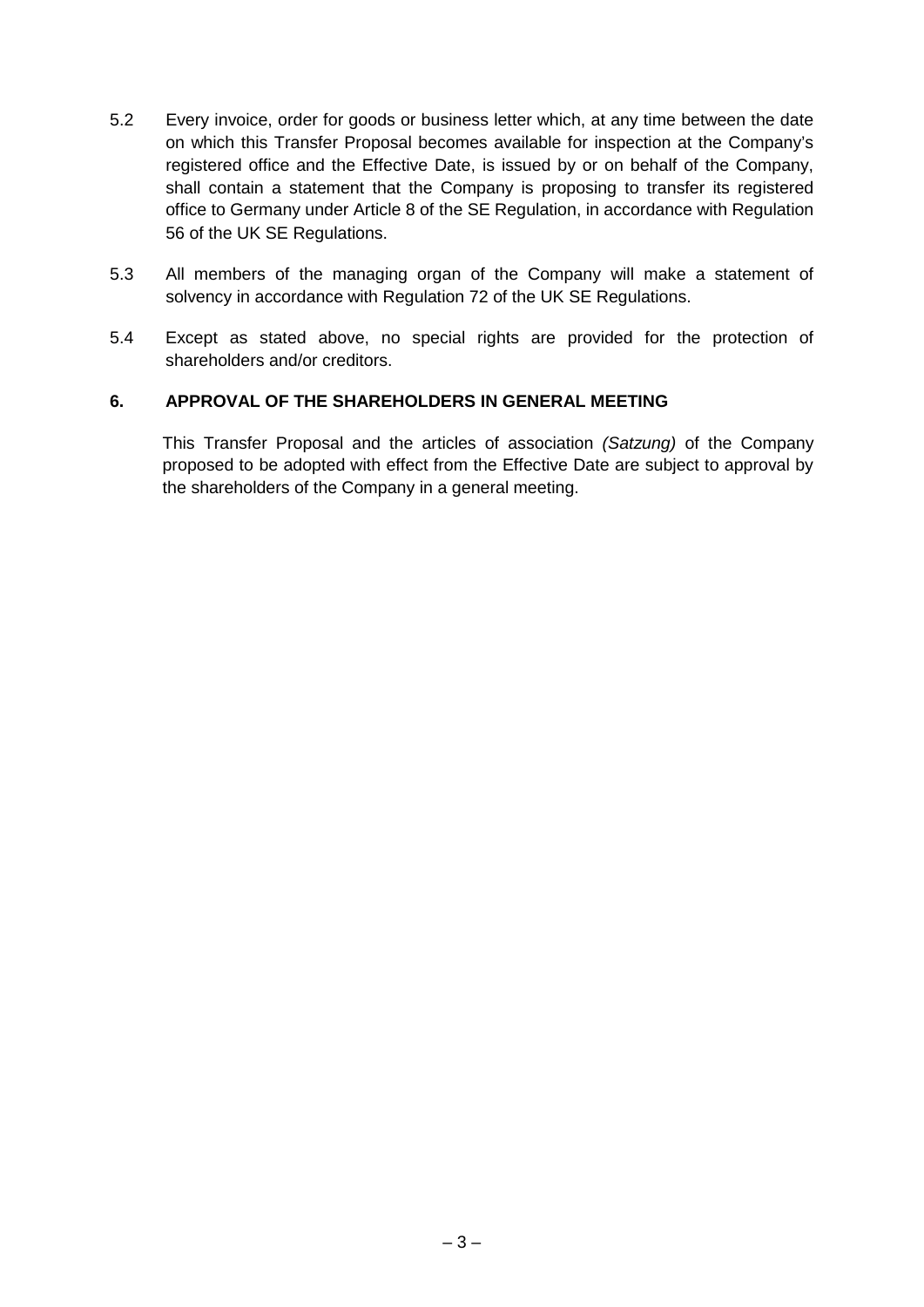5.2 Every invoice, order for goods or business letter which, at any time between the date on which this Transfer Proposal becomes available for inspection at the Company's registered office and the Effective Date, is issued by or on behalf of the Company, shall contain a statement that the Company is proposing to transfer its registered office to Germany under Article 8 of the SE Regulation, in accordance with Regulation 56 of the UK SE Regulations.

5.3 All members of the managing organ of the Company will make a statement of solvency in accordance with Regulation 72 of the UK SE Regulations.

5.4 Except as stated above, no special rights are provided for the protection of shareholders and/or creditors.

## 6. APPROVAL OF THE SHAREHOLDERS IN GENERAL MEETING

This Transfer Proposal and the articles of association *(Satzung)* of the Company proposed to be adopted with effect from the Effective Date are subject to approval by the shareholders of the Company in a general meeting.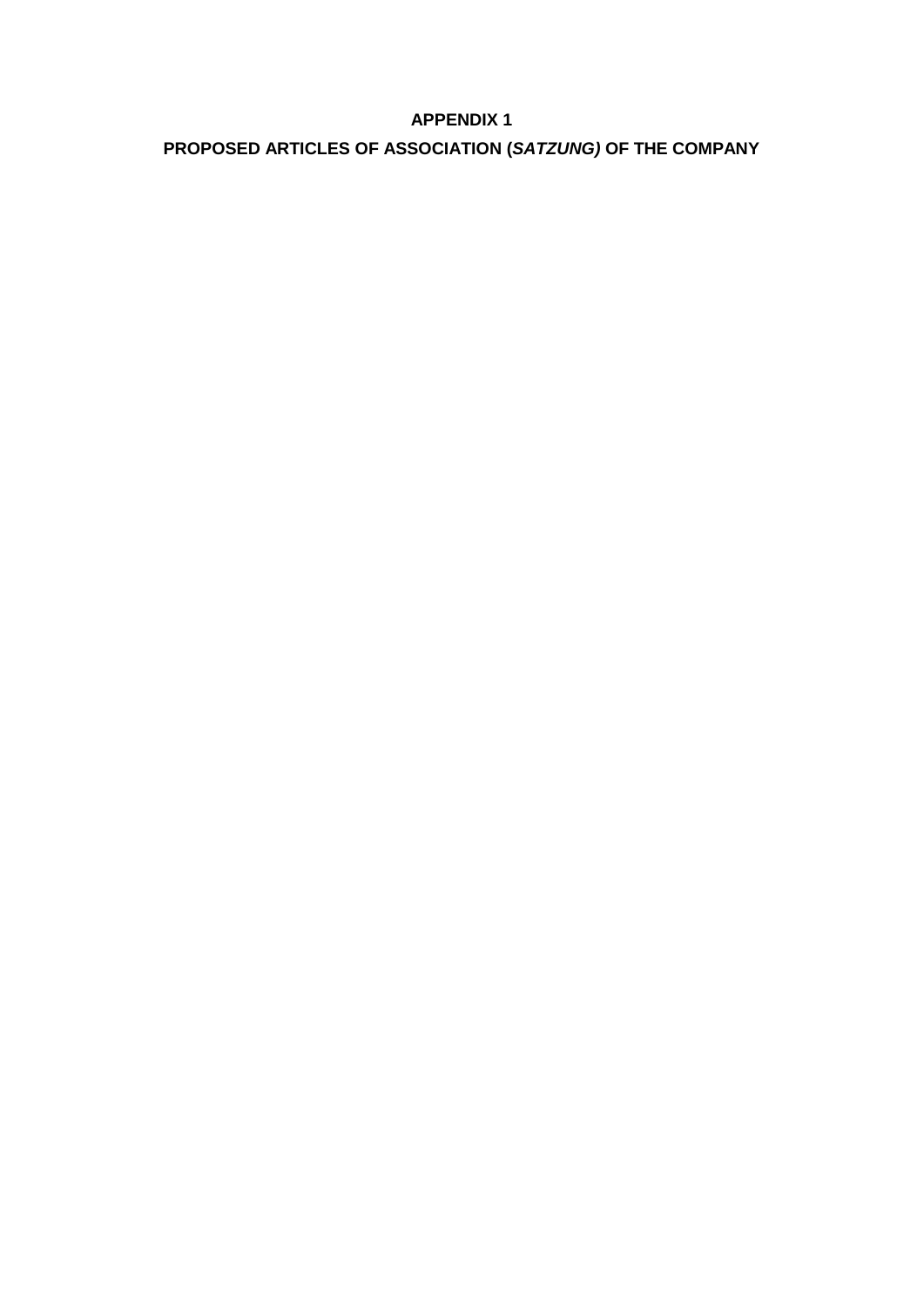# APPENDIX 1

## PROPOSED ARTICLES OF ASSOCIATION (*SATZUNG)* OF THE COMPANY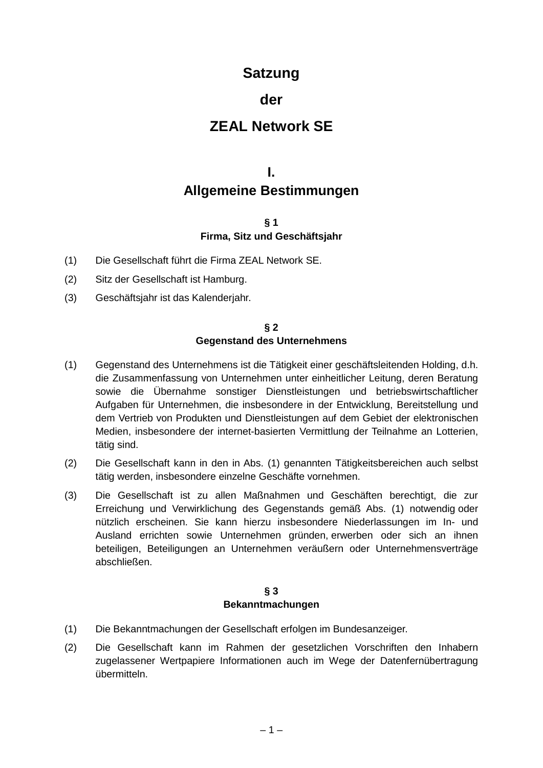# Satzung

# der

# ZEAL Network SE

## I.
## Allgemeine Bestimmungen

### § 1
### Firma, Sitz und Geschäftsjahr

(1) Die Gesellschaft führt die Firma ZEAL Network SE.

(2) Sitz der Gesellschaft ist Hamburg.

(3) Geschäftsjahr ist das Kalenderjahr.

### § 2
### Gegenstand des Unternehmens

(1) Gegenstand des Unternehmens ist die Tätigkeit einer geschäftsleitenden Holding, d.h. die Zusammenfassung von Unternehmen unter einheitlicher Leitung, deren Beratung sowie die Übernahme sonstiger Dienstleistungen und betriebswirtschaftlicher Aufgaben für Unternehmen, die insbesondere in der Entwicklung, Bereitstellung und dem Vertrieb von Produkten und Dienstleistungen auf dem Gebiet der elektronischen Medien, insbesondere der internet-basierten Vermittlung der Teilnahme an Lotterien, tätig sind.

(2) Die Gesellschaft kann in den in Abs. (1) genannten Tätigkeitsbereichen auch selbst tätig werden, insbesondere einzelne Geschäfte vornehmen.

(3) Die Gesellschaft ist zu allen Maßnahmen und Geschäften berechtigt, die zur Erreichung und Verwirklichung des Gegenstands gemäß Abs. (1) notwendig oder nützlich erscheinen. Sie kann hierzu insbesondere Niederlassungen im In- und Ausland errichten sowie Unternehmen gründen, erwerben oder sich an ihnen beteiligen, Beteiligungen an Unternehmen veräußern oder Unternehmensverträge abschließen.

### § 3
### Bekanntmachungen

(1) Die Bekanntmachungen der Gesellschaft erfolgen im Bundesanzeiger.

(2) Die Gesellschaft kann im Rahmen der gesetzlichen Vorschriften den Inhabern zugelassener Wertpapiere Informationen auch im Wege der Datenfernübertragung übermitteln.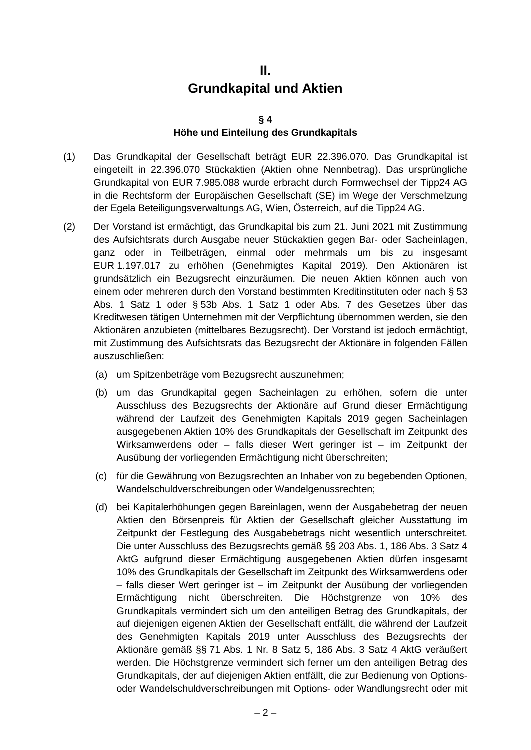## II.
## Grundkapital und Aktien

### § 4
### Höhe und Einteilung des Grundkapitals

(1) Das Grundkapital der Gesellschaft beträgt EUR 22.396.070. Das Grundkapital ist eingeteilt in 22.396.070 Stückaktien (Aktien ohne Nennbetrag). Das ursprüngliche Grundkapital von EUR 7.985.088 wurde erbracht durch Formwechsel der Tipp24 AG in die Rechtsform der Europäischen Gesellschaft (SE) im Wege der Verschmelzung der Egela Beteiligungsverwaltungs AG, Wien, Österreich, auf die Tipp24 AG.

(2) Der Vorstand ist ermächtigt, das Grundkapital bis zum 21. Juni 2021 mit Zustimmung des Aufsichtsrats durch Ausgabe neuer Stückaktien gegen Bar- oder Sacheinlagen, ganz oder in Teilbeträgen, einmal oder mehrmals um bis zu insgesamt EUR 1.197.017 zu erhöhen (Genehmigtes Kapital 2019). Den Aktionären ist grundsätzlich ein Bezugsrecht einzuräumen. Die neuen Aktien können auch von einem oder mehreren durch den Vorstand bestimmten Kreditinstituten oder nach § 53 Abs. 1 Satz 1 oder § 53b Abs. 1 Satz 1 oder Abs. 7 des Gesetzes über das Kreditwesen tätigen Unternehmen mit der Verpflichtung übernommen werden, sie den Aktionären anzubieten (mittelbares Bezugsrecht). Der Vorstand ist jedoch ermächtigt, mit Zustimmung des Aufsichtsrats das Bezugsrecht der Aktionäre in folgenden Fällen auszuschließen:

(a) um Spitzenbeträge vom Bezugsrecht auszunehmen;

(b) um das Grundkapital gegen Sacheinlagen zu erhöhen, sofern die unter Ausschluss des Bezugsrechts der Aktionäre auf Grund dieser Ermächtigung während der Laufzeit des Genehmigten Kapitals 2019 gegen Sacheinlagen ausgegebenen Aktien 10% des Grundkapitals der Gesellschaft im Zeitpunkt des Wirksamwerdens oder – falls dieser Wert geringer ist – im Zeitpunkt der Ausübung der vorliegenden Ermächtigung nicht überschreiten;

(c) für die Gewährung von Bezugsrechten an Inhaber von zu begebenden Optionen, Wandelschuldverschreibungen oder Wandelgenussrechten;

(d) bei Kapitalerhöhungen gegen Bareinlagen, wenn der Ausgabebetrag der neuen Aktien den Börsenpreis für Aktien der Gesellschaft gleicher Ausstattung im Zeitpunkt der Festlegung des Ausgabebetrags nicht wesentlich unterschreitet. Die unter Ausschluss des Bezugsrechts gemäß §§ 203 Abs. 1, 186 Abs. 3 Satz 4 AktG aufgrund dieser Ermächtigung ausgegebenen Aktien dürfen insgesamt 10% des Grundkapitals der Gesellschaft im Zeitpunkt des Wirksamwerdens oder – falls dieser Wert geringer ist – im Zeitpunkt der Ausübung der vorliegenden Ermächtigung nicht überschreiten. Die Höchstgrenze von 10% des Grundkapitals vermindert sich um den anteiligen Betrag des Grundkapitals, der auf diejenigen eigenen Aktien der Gesellschaft entfällt, die während der Laufzeit des Genehmigten Kapitals 2019 unter Ausschluss des Bezugsrechts der Aktionäre gemäß §§ 71 Abs. 1 Nr. 8 Satz 5, 186 Abs. 3 Satz 4 AktG veräußert werden. Die Höchstgrenze vermindert sich ferner um den anteiligen Betrag des Grundkapitals, der auf diejenigen Aktien entfällt, die zur Bedienung von Options- oder Wandelschuldverschreibungen mit Options- oder Wandlungsrecht oder mit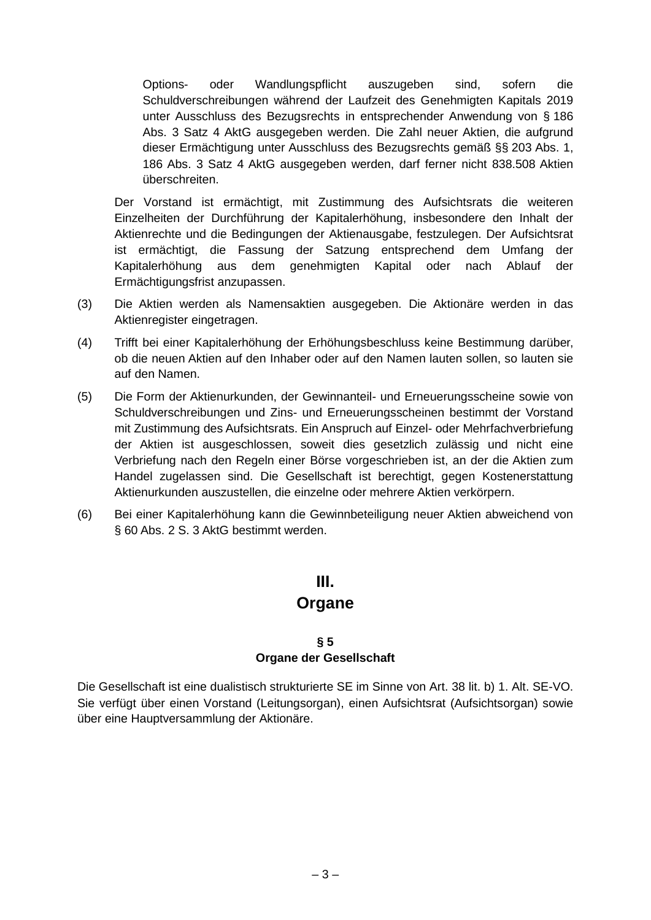Options- oder Wandlungspflicht auszugeben sind, sofern die Schuldverschreibungen während der Laufzeit des Genehmigten Kapitals 2019 unter Ausschluss des Bezugsrechts in entsprechender Anwendung von § 186 Abs. 3 Satz 4 AktG ausgegeben werden. Die Zahl neuer Aktien, die aufgrund dieser Ermächtigung unter Ausschluss des Bezugsrechts gemäß §§ 203 Abs. 1, 186 Abs. 3 Satz 4 AktG ausgegeben werden, darf ferner nicht 838.508 Aktien überschreiten.

Der Vorstand ist ermächtigt, mit Zustimmung des Aufsichtsrats die weiteren Einzelheiten der Durchführung der Kapitalerhöhung, insbesondere den Inhalt der Aktienrechte und die Bedingungen der Aktienausgabe, festzulegen. Der Aufsichtsrat ist ermächtigt, die Fassung der Satzung entsprechend dem Umfang der Kapitalerhöhung aus dem genehmigten Kapital oder nach Ablauf der Ermächtigungsfrist anzupassen.

(3) Die Aktien werden als Namensaktien ausgegeben. Die Aktionäre werden in das Aktienregister eingetragen.

(4) Trifft bei einer Kapitalerhöhung der Erhöhungsbeschluss keine Bestimmung darüber, ob die neuen Aktien auf den Inhaber oder auf den Namen lauten sollen, so lauten sie auf den Namen.

(5) Die Form der Aktienurkunden, der Gewinnanteil- und Erneuerungsscheine sowie von Schuldverschreibungen und Zins- und Erneuerungsscheinen bestimmt der Vorstand mit Zustimmung des Aufsichtsrats. Ein Anspruch auf Einzel- oder Mehrfachverbriefung der Aktien ist ausgeschlossen, soweit dies gesetzlich zulässig und nicht eine Verbriefung nach den Regeln einer Börse vorgeschrieben ist, an der die Aktien zum Handel zugelassen sind. Die Gesellschaft ist berechtigt, gegen Kostenerstattung Aktienurkunden auszustellen, die einzelne oder mehrere Aktien verkörpern.

(6) Bei einer Kapitalerhöhung kann die Gewinnbeteiligung neuer Aktien abweichend von § 60 Abs. 2 S. 3 AktG bestimmt werden.

## III.
## Organe

### § 5
### Organe der Gesellschaft

Die Gesellschaft ist eine dualistisch strukturierte SE im Sinne von Art. 38 lit. b) 1. Alt. SE-VO. Sie verfügt über einen Vorstand (Leitungsorgan), einen Aufsichtsrat (Aufsichtsorgan) sowie über eine Hauptversammlung der Aktionäre.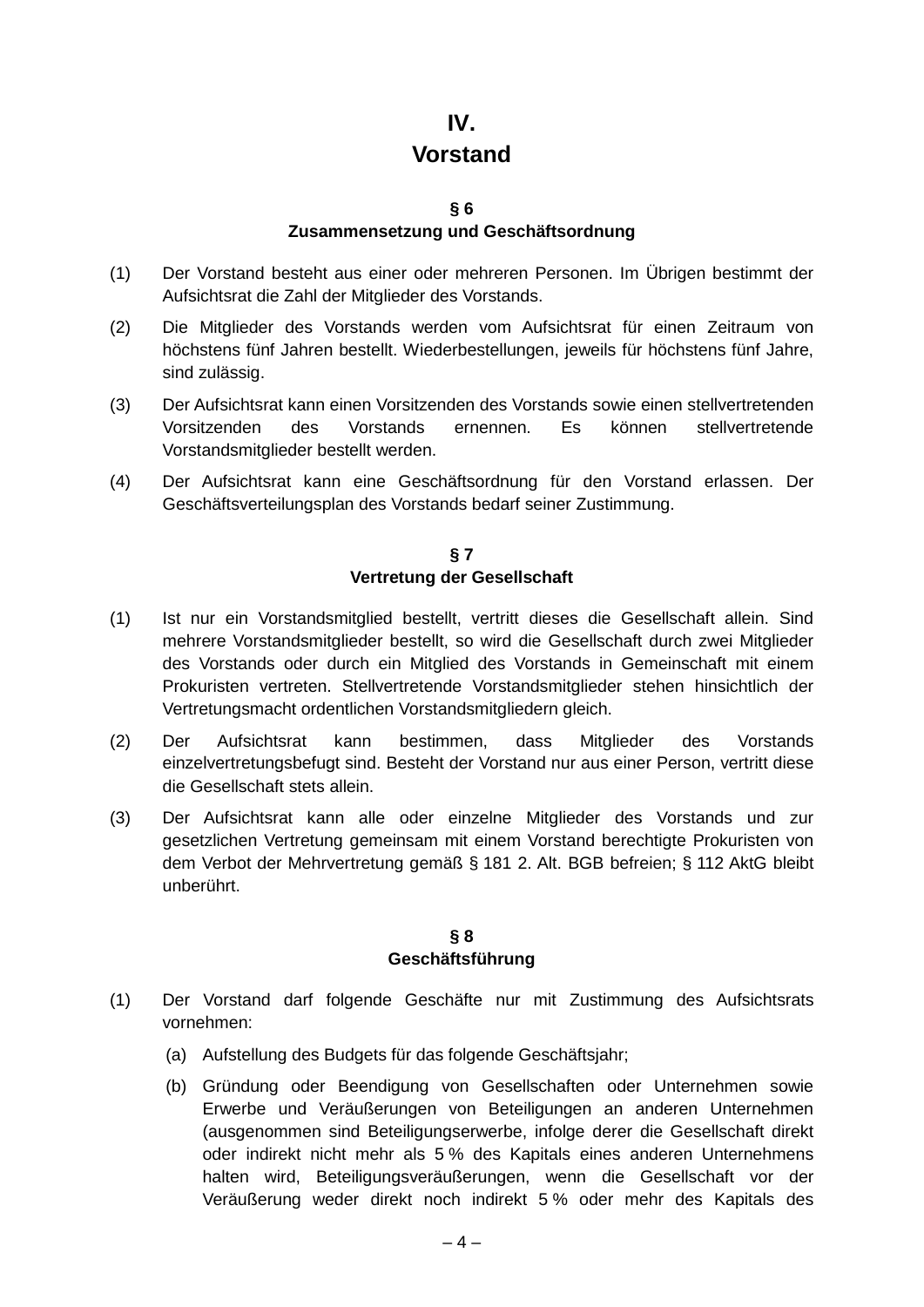# IV.
# Vorstand

### § 6
### Zusammensetzung und Geschäftsordnung

(1) Der Vorstand besteht aus einer oder mehreren Personen. Im Übrigen bestimmt der Aufsichtsrat die Zahl der Mitglieder des Vorstands.

(2) Die Mitglieder des Vorstands werden vom Aufsichtsrat für einen Zeitraum von höchstens fünf Jahren bestellt. Wiederbestellungen, jeweils für höchstens fünf Jahre, sind zulässig.

(3) Der Aufsichtsrat kann einen Vorsitzenden des Vorstands sowie einen stellvertretenden Vorsitzenden des Vorstands ernennen. Es können stellvertretende Vorstandsmitglieder bestellt werden.

(4) Der Aufsichtsrat kann eine Geschäftsordnung für den Vorstand erlassen. Der Geschäftsverteilungsplan des Vorstands bedarf seiner Zustimmung.

### § 7
### Vertretung der Gesellschaft

(1) Ist nur ein Vorstandsmitglied bestellt, vertritt dieses die Gesellschaft allein. Sind mehrere Vorstandsmitglieder bestellt, so wird die Gesellschaft durch zwei Mitglieder des Vorstands oder durch ein Mitglied des Vorstands in Gemeinschaft mit einem Prokuristen vertreten. Stellvertretende Vorstandsmitglieder stehen hinsichtlich der Vertretungsmacht ordentlichen Vorstandsmitgliedern gleich.

(2) Der Aufsichtsrat kann bestimmen, dass Mitglieder des Vorstands einzelvertretungsbefugt sind. Besteht der Vorstand nur aus einer Person, vertritt diese die Gesellschaft stets allein.

(3) Der Aufsichtsrat kann alle oder einzelne Mitglieder des Vorstands und zur gesetzlichen Vertretung gemeinsam mit einem Vorstand berechtigte Prokuristen von dem Verbot der Mehrvertretung gemäß § 181 2. Alt. BGB befreien; § 112 AktG bleibt unberührt.

### § 8
### Geschäftsführung

(1) Der Vorstand darf folgende Geschäfte nur mit Zustimmung des Aufsichtsrats vornehmen:

   (a) Aufstellung des Budgets für das folgende Geschäftsjahr;

   (b) Gründung oder Beendigung von Gesellschaften oder Unternehmen sowie Erwerbe und Veräußerungen von Beteiligungen an anderen Unternehmen (ausgenommen sind Beteiligungserwerbe, infolge derer die Gesellschaft direkt oder indirekt nicht mehr als 5 % des Kapitals eines anderen Unternehmens halten wird, Beteiligungsveräußerungen, wenn die Gesellschaft vor der Veräußerung weder direkt noch indirekt 5 % oder mehr des Kapitals des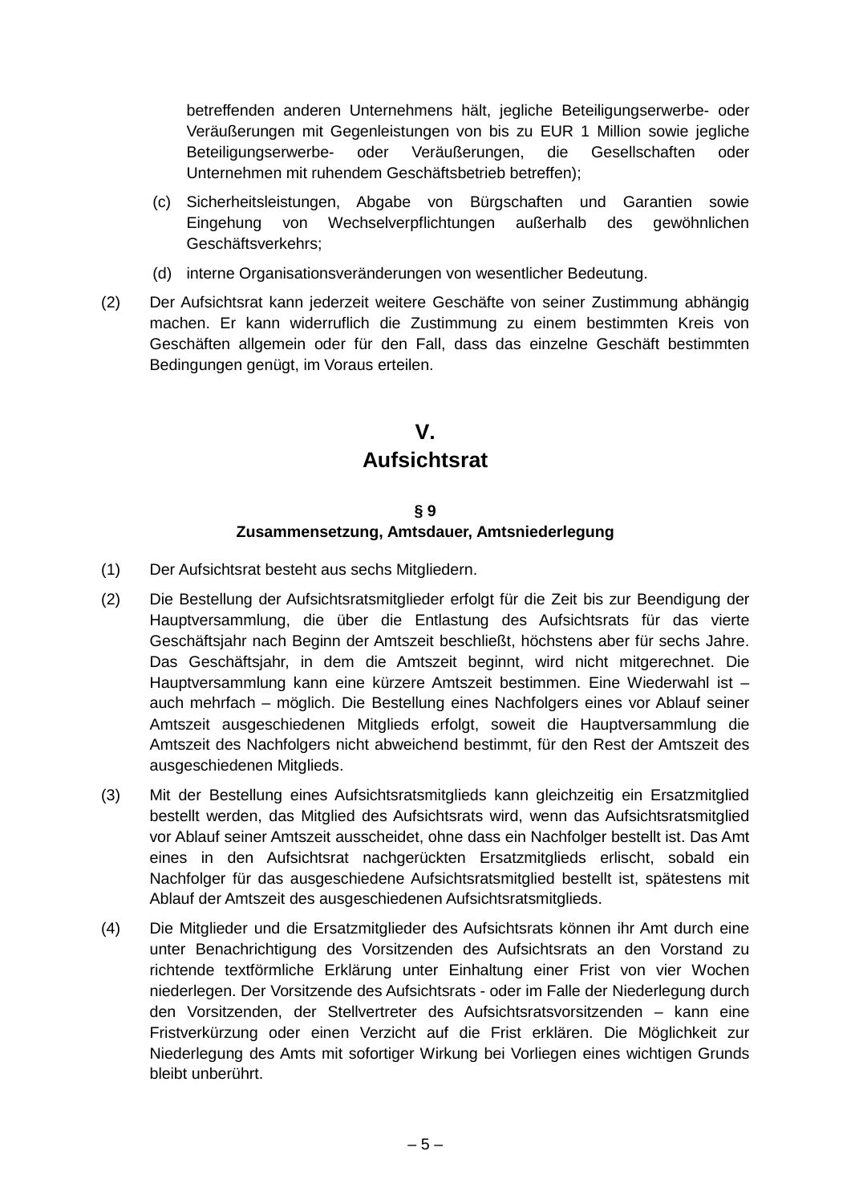betreffenden anderen Unternehmens hält, jegliche Beteiligungserwerbe- oder Veräußerungen mit Gegenleistungen von bis zu EUR 1 Million sowie jegliche Beteiligungserwerbe- oder Veräußerungen, die Gesellschaften oder Unternehmen mit ruhendem Geschäftsbetrieb betreffen);

(c) Sicherheitsleistungen, Abgabe von Bürgschaften und Garantien sowie Eingehung von Wechselverpflichtungen außerhalb des gewöhnlichen Geschäftsverkehrs;

(d) interne Organisationsveränderungen von wesentlicher Bedeutung.

(2) Der Aufsichtsrat kann jederzeit weitere Geschäfte von seiner Zustimmung abhängig machen. Er kann widerruflich die Zustimmung zu einem bestimmten Kreis von Geschäften allgemein oder für den Fall, dass das einzelne Geschäft bestimmten Bedingungen genügt, im Voraus erteilen.

## V.
## Aufsichtsrat

### § 9
### Zusammensetzung, Amtsdauer, Amtsniederlegung

(1) Der Aufsichtsrat besteht aus sechs Mitgliedern.

(2) Die Bestellung der Aufsichtsratsmitglieder erfolgt für die Zeit bis zur Beendigung der Hauptversammlung, die über die Entlastung des Aufsichtsrats für das vierte Geschäftsjahr nach Beginn der Amtszeit beschließt, höchstens aber für sechs Jahre. Das Geschäftsjahr, in dem die Amtszeit beginnt, wird nicht mitgerechnet. Die Hauptversammlung kann eine kürzere Amtszeit bestimmen. Eine Wiederwahl ist – auch mehrfach – möglich. Die Bestellung eines Nachfolgers eines vor Ablauf seiner Amtszeit ausgeschiedenen Mitglieds erfolgt, soweit die Hauptversammlung die Amtszeit des Nachfolgers nicht abweichend bestimmt, für den Rest der Amtszeit des ausgeschiedenen Mitglieds.

(3) Mit der Bestellung eines Aufsichtsratsmitglieds kann gleichzeitig ein Ersatzmitglied bestellt werden, das Mitglied des Aufsichtsrats wird, wenn das Aufsichtsratsmitglied vor Ablauf seiner Amtszeit ausscheidet, ohne dass ein Nachfolger bestellt ist. Das Amt eines in den Aufsichtsrat nachgerückten Ersatzmitglieds erlischt, sobald ein Nachfolger für das ausgeschiedene Aufsichtsratsmitglied bestellt ist, spätestens mit Ablauf der Amtszeit des ausgeschiedenen Aufsichtsratsmitglieds.

(4) Die Mitglieder und die Ersatzmitglieder des Aufsichtsrats können ihr Amt durch eine unter Benachrichtigung des Vorsitzenden des Aufsichtsrats an den Vorstand zu richtende textförmliche Erklärung unter Einhaltung einer Frist von vier Wochen niederlegen. Der Vorsitzende des Aufsichtsrats - oder im Falle der Niederlegung durch den Vorsitzenden, der Stellvertreter des Aufsichtsratsvorsitzenden – kann eine Fristverkürzung oder einen Verzicht auf die Frist erklären. Die Möglichkeit zur Niederlegung des Amts mit sofortiger Wirkung bei Vorliegen eines wichtigen Grunds bleibt unberührt.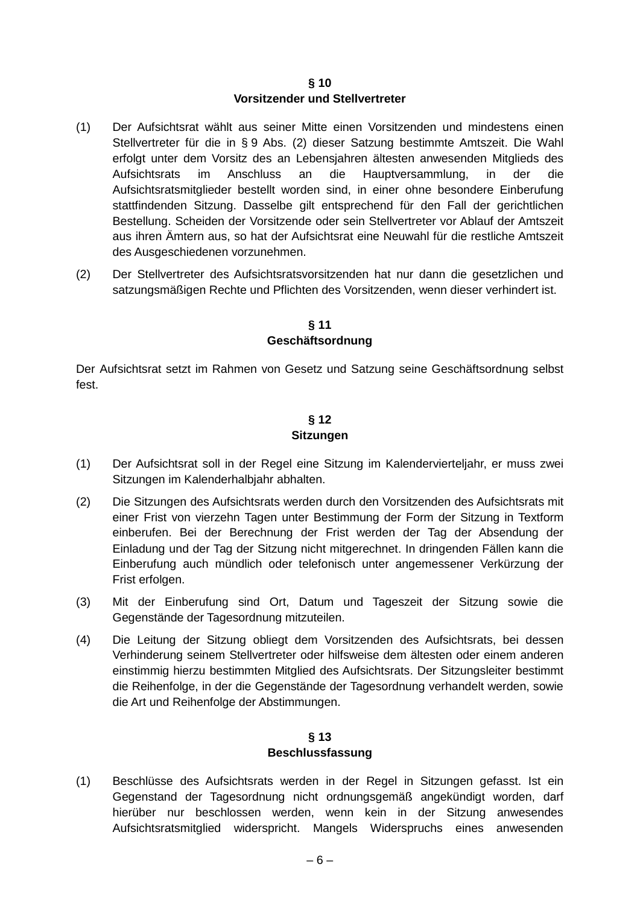## § 10
## Vorsitzender und Stellvertreter

(1) Der Aufsichtsrat wählt aus seiner Mitte einen Vorsitzenden und mindestens einen Stellvertreter für die in § 9 Abs. (2) dieser Satzung bestimmte Amtszeit. Die Wahl erfolgt unter dem Vorsitz des an Lebensjahren ältesten anwesenden Mitglieds des Aufsichtsrats im Anschluss an die Hauptversammlung, in der die Aufsichtsratsmitglieder bestellt worden sind, in einer ohne besondere Einberufung stattfindenden Sitzung. Dasselbe gilt entsprechend für den Fall der gerichtlichen Bestellung. Scheiden der Vorsitzende oder sein Stellvertreter vor Ablauf der Amtszeit aus ihren Ämtern aus, so hat der Aufsichtsrat eine Neuwahl für die restliche Amtszeit des Ausgeschiedenen vorzunehmen.

(2) Der Stellvertreter des Aufsichtsratsvorsitzenden hat nur dann die gesetzlichen und satzungsmäßigen Rechte und Pflichten des Vorsitzenden, wenn dieser verhindert ist.

## § 11
## Geschäftsordnung

Der Aufsichtsrat setzt im Rahmen von Gesetz und Satzung seine Geschäftsordnung selbst fest.

## § 12
## Sitzungen

(1) Der Aufsichtsrat soll in der Regel eine Sitzung im Kalendervierteljahr, er muss zwei Sitzungen im Kalenderhalbjahr abhalten.

(2) Die Sitzungen des Aufsichtsrats werden durch den Vorsitzenden des Aufsichtsrats mit einer Frist von vierzehn Tagen unter Bestimmung der Form der Sitzung in Textform einberufen. Bei der Berechnung der Frist werden der Tag der Absendung der Einladung und der Tag der Sitzung nicht mitgerechnet. In dringenden Fällen kann die Einberufung auch mündlich oder telefonisch unter angemessener Verkürzung der Frist erfolgen.

(3) Mit der Einberufung sind Ort, Datum und Tageszeit der Sitzung sowie die Gegenstände der Tagesordnung mitzuteilen.

(4) Die Leitung der Sitzung obliegt dem Vorsitzenden des Aufsichtsrats, bei dessen Verhinderung seinem Stellvertreter oder hilfsweise dem ältesten oder einem anderen einstimmig hierzu bestimmten Mitglied des Aufsichtsrats. Der Sitzungsleiter bestimmt die Reihenfolge, in der die Gegenstände der Tagesordnung verhandelt werden, sowie die Art und Reihenfolge der Abstimmungen.

## § 13
## Beschlussfassung

(1) Beschlüsse des Aufsichtsrats werden in der Regel in Sitzungen gefasst. Ist ein Gegenstand der Tagesordnung nicht ordnungsgemäß angekündigt worden, darf hierüber nur beschlossen werden, wenn kein in der Sitzung anwesendes Aufsichtsratsmitglied widerspricht. Mangels Widerspruchs eines anwesenden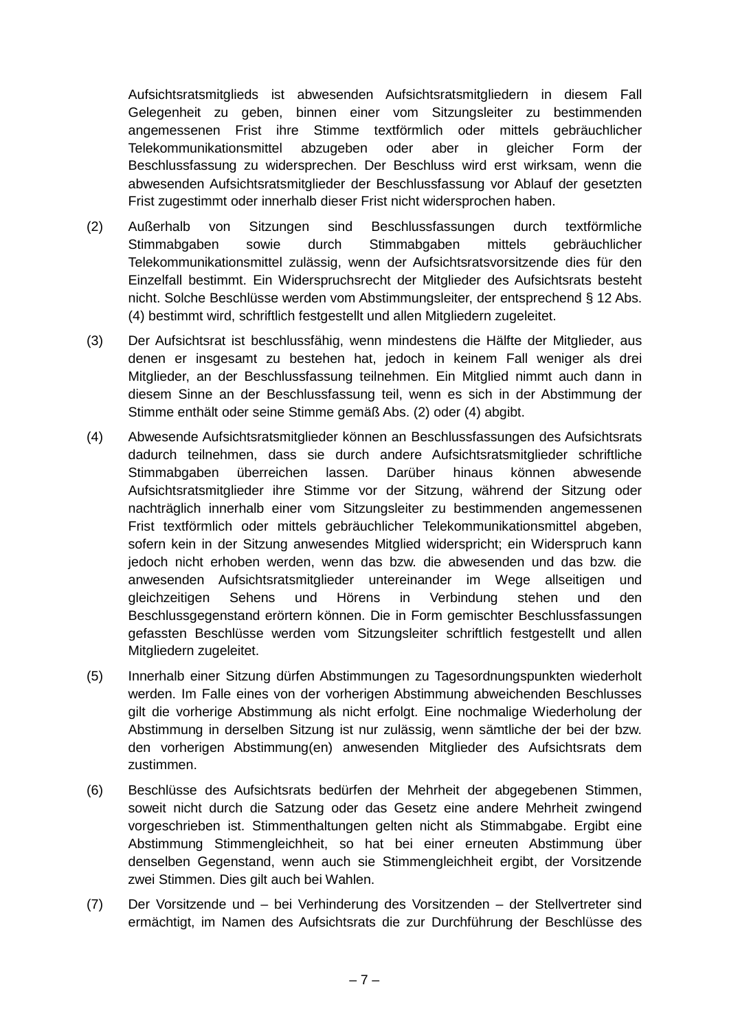Aufsichtsratsmitglieds ist abwesenden Aufsichtsratsmitgliedern in diesem Fall Gelegenheit zu geben, binnen einer vom Sitzungsleiter zu bestimmenden angemessenen Frist ihre Stimme textförmlich oder mittels gebräuchlicher Telekommunikationsmittel abzugeben oder aber in gleicher Form der Beschlussfassung zu widersprechen. Der Beschluss wird erst wirksam, wenn die abwesenden Aufsichtsratsmitglieder der Beschlussfassung vor Ablauf der gesetzten Frist zugestimmt oder innerhalb dieser Frist nicht widersprochen haben.

(2) Außerhalb von Sitzungen sind Beschlussfassungen durch textförmliche Stimmabgaben sowie durch Stimmabgaben mittels gebräuchlicher Telekommunikationsmittel zulässig, wenn der Aufsichtsratsvorsitzende dies für den Einzelfall bestimmt. Ein Widerspruchsrecht der Mitglieder des Aufsichtsrats besteht nicht. Solche Beschlüsse werden vom Abstimmungsleiter, der entsprechend § 12 Abs. (4) bestimmt wird, schriftlich festgestellt und allen Mitgliedern zugeleitet.

(3) Der Aufsichtsrat ist beschlussfähig, wenn mindestens die Hälfte der Mitglieder, aus denen er insgesamt zu bestehen hat, jedoch in keinem Fall weniger als drei Mitglieder, an der Beschlussfassung teilnehmen. Ein Mitglied nimmt auch dann in diesem Sinne an der Beschlussfassung teil, wenn es sich in der Abstimmung der Stimme enthält oder seine Stimme gemäß Abs. (2) oder (4) abgibt.

(4) Abwesende Aufsichtsratsmitglieder können an Beschlussfassungen des Aufsichtsrats dadurch teilnehmen, dass sie durch andere Aufsichtsratsmitglieder schriftliche Stimmabgaben überreichen lassen. Darüber hinaus können abwesende Aufsichtsratsmitglieder ihre Stimme vor der Sitzung, während der Sitzung oder nachträglich innerhalb einer vom Sitzungsleiter zu bestimmenden angemessenen Frist textförmlich oder mittels gebräuchlicher Telekommunikationsmittel abgeben, sofern kein in der Sitzung anwesendes Mitglied widerspricht; ein Widerspruch kann jedoch nicht erhoben werden, wenn das bzw. die abwesenden und das bzw. die anwesenden Aufsichtsratsmitglieder untereinander im Wege allseitigen und gleichzeitigen Sehens und Hörens in Verbindung stehen und den Beschlussgegenstand erörtern können. Die in Form gemischter Beschlussfassungen gefassten Beschlüsse werden vom Sitzungsleiter schriftlich festgestellt und allen Mitgliedern zugeleitet.

(5) Innerhalb einer Sitzung dürfen Abstimmungen zu Tagesordnungspunkten wiederholt werden. Im Falle eines von der vorherigen Abstimmung abweichenden Beschlusses gilt die vorherige Abstimmung als nicht erfolgt. Eine nochmalige Wiederholung der Abstimmung in derselben Sitzung ist nur zulässig, wenn sämtliche der bei der bzw. den vorherigen Abstimmung(en) anwesenden Mitglieder des Aufsichtsrats dem zustimmen.

(6) Beschlüsse des Aufsichtsrats bedürfen der Mehrheit der abgegebenen Stimmen, soweit nicht durch die Satzung oder das Gesetz eine andere Mehrheit zwingend vorgeschrieben ist. Stimmenthaltungen gelten nicht als Stimmabgabe. Ergibt eine Abstimmung Stimmengleichheit, so hat bei einer erneuten Abstimmung über denselben Gegenstand, wenn auch sie Stimmengleichheit ergibt, der Vorsitzende zwei Stimmen. Dies gilt auch bei Wahlen.

(7) Der Vorsitzende und – bei Verhinderung des Vorsitzenden – der Stellvertreter sind ermächtigt, im Namen des Aufsichtsrats die zur Durchführung der Beschlüsse des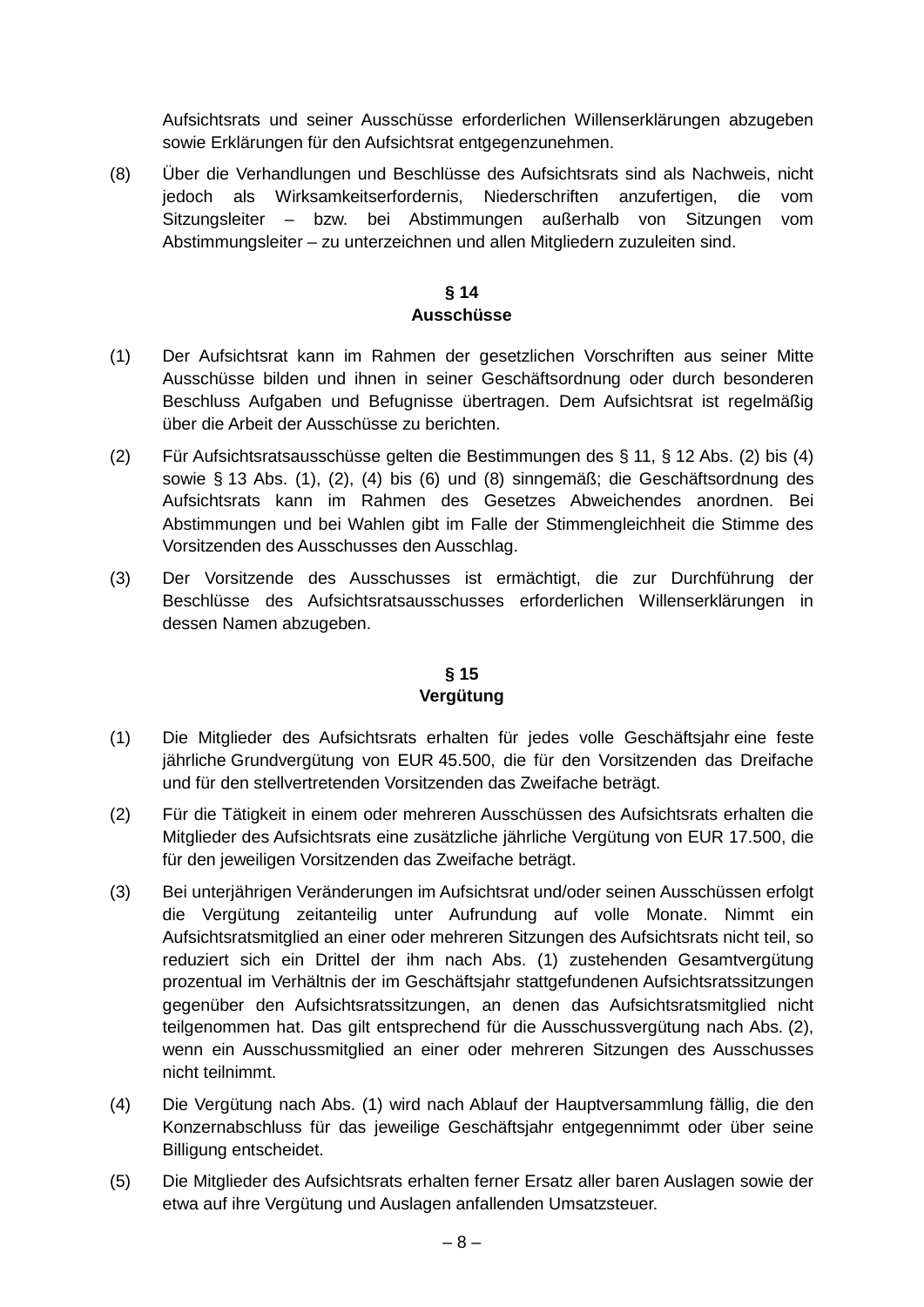Aufsichtsrats und seiner Ausschüsse erforderlichen Willenserklärungen abzugeben sowie Erklärungen für den Aufsichtsrat entgegenzunehmen.

(8) Über die Verhandlungen und Beschlüsse des Aufsichtsrats sind als Nachweis, nicht jedoch als Wirksamkeitserfordernis, Niederschriften anzufertigen, die vom Sitzungsleiter – bzw. bei Abstimmungen außerhalb von Sitzungen vom Abstimmungsleiter – zu unterzeichnen und allen Mitgliedern zuzuleiten sind.

### § 14
### Ausschüsse

(1) Der Aufsichtsrat kann im Rahmen der gesetzlichen Vorschriften aus seiner Mitte Ausschüsse bilden und ihnen in seiner Geschäftsordnung oder durch besonderen Beschluss Aufgaben und Befugnisse übertragen. Dem Aufsichtsrat ist regelmäßig über die Arbeit der Ausschüsse zu berichten.

(2) Für Aufsichtsratsausschüsse gelten die Bestimmungen des § 11, § 12 Abs. (2) bis (4) sowie § 13 Abs. (1), (2), (4) bis (6) und (8) sinngemäß; die Geschäftsordnung des Aufsichtsrats kann im Rahmen des Gesetzes Abweichendes anordnen. Bei Abstimmungen und bei Wahlen gibt im Falle der Stimmengleichheit die Stimme des Vorsitzenden des Ausschusses den Ausschlag.

(3) Der Vorsitzende des Ausschusses ist ermächtigt, die zur Durchführung der Beschlüsse des Aufsichtsratsausschusses erforderlichen Willenserklärungen in dessen Namen abzugeben.

### § 15
### Vergütung

(1) Die Mitglieder des Aufsichtsrats erhalten für jedes volle Geschäftsjahr eine feste jährliche Grundvergütung von EUR 45.500, die für den Vorsitzenden das Dreifache und für den stellvertretenden Vorsitzenden das Zweifache beträgt.

(2) Für die Tätigkeit in einem oder mehreren Ausschüssen des Aufsichtsrats erhalten die Mitglieder des Aufsichtsrats eine zusätzliche jährliche Vergütung von EUR 17.500, die für den jeweiligen Vorsitzenden das Zweifache beträgt.

(3) Bei unterjährigen Veränderungen im Aufsichtsrat und/oder seinen Ausschüssen erfolgt die Vergütung zeitanteilig unter Aufrundung auf volle Monate. Nimmt ein Aufsichtsratsmitglied an einer oder mehreren Sitzungen des Aufsichtsrats nicht teil, so reduziert sich ein Drittel der ihm nach Abs. (1) zustehenden Gesamtvergütung prozentual im Verhältnis der im Geschäftsjahr stattgefundenen Aufsichtsratssitzungen gegenüber den Aufsichtsratssitzungen, an denen das Aufsichtsratsmitglied nicht teilgenommen hat. Das gilt entsprechend für die Ausschussvergütung nach Abs. (2), wenn ein Ausschussmitglied an einer oder mehreren Sitzungen des Ausschusses nicht teilnimmt.

(4) Die Vergütung nach Abs. (1) wird nach Ablauf der Hauptversammlung fällig, die den Konzernabschluss für das jeweilige Geschäftsjahr entgegennimmt oder über seine Billigung entscheidet.

(5) Die Mitglieder des Aufsichtsrats erhalten ferner Ersatz aller baren Auslagen sowie der etwa auf ihre Vergütung und Auslagen anfallenden Umsatzsteuer.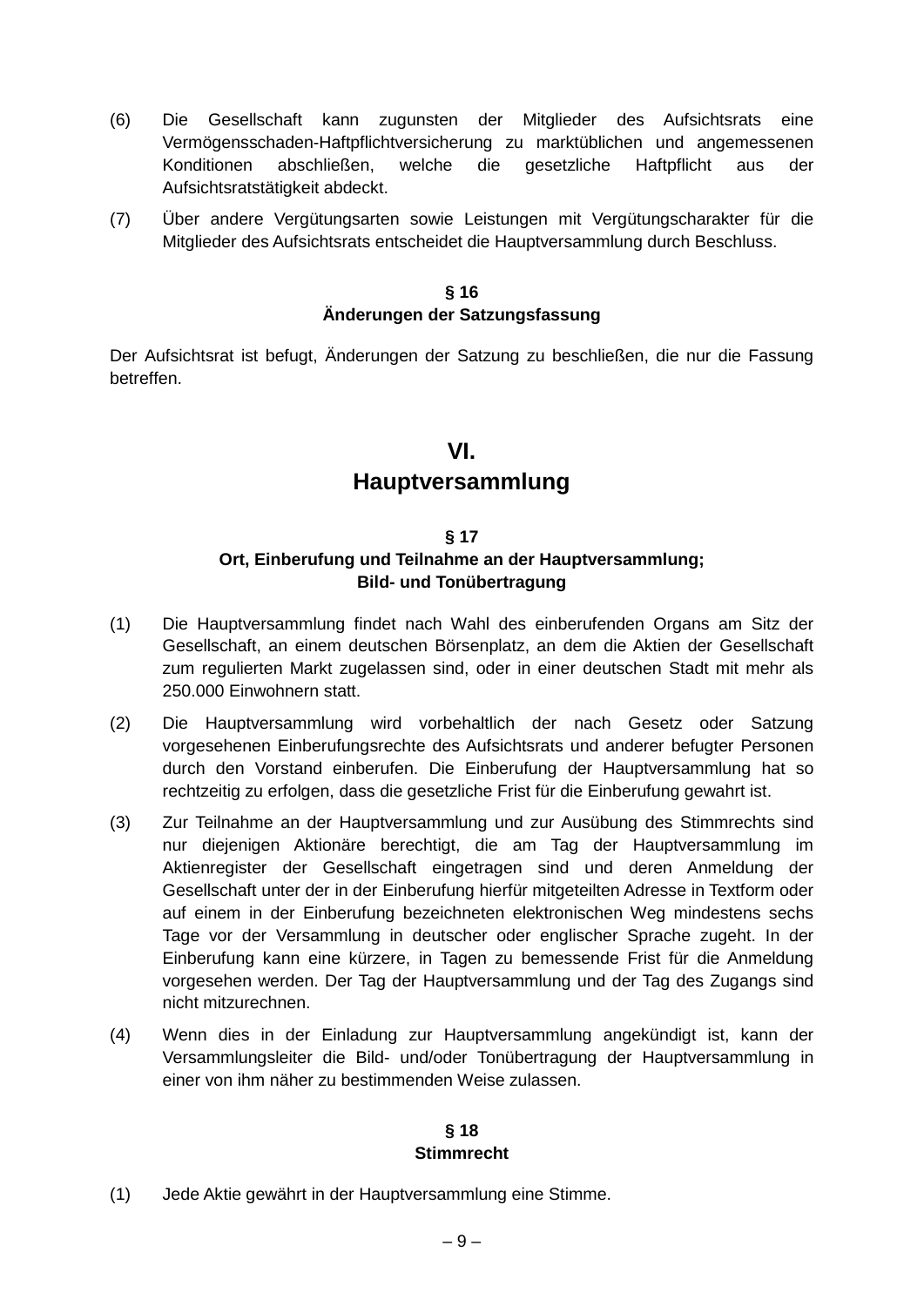(6) Die Gesellschaft kann zugunsten der Mitglieder des Aufsichtsrats eine Vermögensschaden-Haftpflichtversicherung zu marktüblichen und angemessenen Konditionen abschließen, welche die gesetzliche Haftpflicht aus der Aufsichtsratstätigkeit abdeckt.

(7) Über andere Vergütungsarten sowie Leistungen mit Vergütungscharakter für die Mitglieder des Aufsichtsrats entscheidet die Hauptversammlung durch Beschluss.

### § 16
### Änderungen der Satzungsfassung

Der Aufsichtsrat ist befugt, Änderungen der Satzung zu beschließen, die nur die Fassung betreffen.

## VI.
## Hauptversammlung

### § 17
### Ort, Einberufung und Teilnahme an der Hauptversammlung; Bild- und Tonübertragung

(1) Die Hauptversammlung findet nach Wahl des einberufenden Organs am Sitz der Gesellschaft, an einem deutschen Börsenplatz, an dem die Aktien der Gesellschaft zum regulierten Markt zugelassen sind, oder in einer deutschen Stadt mit mehr als 250.000 Einwohnern statt.

(2) Die Hauptversammlung wird vorbehaltlich der nach Gesetz oder Satzung vorgesehenen Einberufungsrechte des Aufsichtsrats und anderer befugter Personen durch den Vorstand einberufen. Die Einberufung der Hauptversammlung hat so rechtzeitig zu erfolgen, dass die gesetzliche Frist für die Einberufung gewahrt ist.

(3) Zur Teilnahme an der Hauptversammlung und zur Ausübung des Stimmrechts sind nur diejenigen Aktionäre berechtigt, die am Tag der Hauptversammlung im Aktienregister der Gesellschaft eingetragen sind und deren Anmeldung der Gesellschaft unter der in der Einberufung hierfür mitgeteilten Adresse in Textform oder auf einem in der Einberufung bezeichneten elektronischen Weg mindestens sechs Tage vor der Versammlung in deutscher oder englischer Sprache zugeht. In der Einberufung kann eine kürzere, in Tagen zu bemessende Frist für die Anmeldung vorgesehen werden. Der Tag der Hauptversammlung und der Tag des Zugangs sind nicht mitzurechnen.

(4) Wenn dies in der Einladung zur Hauptversammlung angekündigt ist, kann der Versammlungsleiter die Bild- und/oder Tonübertragung der Hauptversammlung in einer von ihm näher zu bestimmenden Weise zulassen.

### § 18
### Stimmrecht

(1) Jede Aktie gewährt in der Hauptversammlung eine Stimme.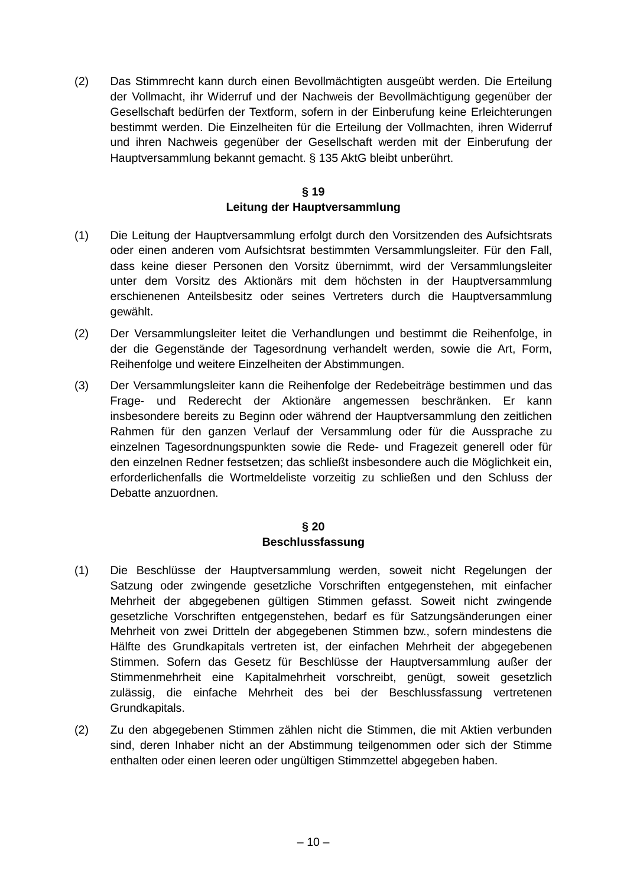(2) Das Stimmrecht kann durch einen Bevollmächtigten ausgeübt werden. Die Erteilung der Vollmacht, ihr Widerruf und der Nachweis der Bevollmächtigung gegenüber der Gesellschaft bedürfen der Textform, sofern in der Einberufung keine Erleichterungen bestimmt werden. Die Einzelheiten für die Erteilung der Vollmachten, ihren Widerruf und ihren Nachweis gegenüber der Gesellschaft werden mit der Einberufung der Hauptversammlung bekannt gemacht. § 135 AktG bleibt unberührt.

### § 19
### Leitung der Hauptversammlung

(1) Die Leitung der Hauptversammlung erfolgt durch den Vorsitzenden des Aufsichtsrats oder einen anderen vom Aufsichtsrat bestimmten Versammlungsleiter. Für den Fall, dass keine dieser Personen den Vorsitz übernimmt, wird der Versammlungsleiter unter dem Vorsitz des Aktionärs mit dem höchsten in der Hauptversammlung erschienenen Anteilsbesitz oder seines Vertreters durch die Hauptversammlung gewählt.

(2) Der Versammlungsleiter leitet die Verhandlungen und bestimmt die Reihenfolge, in der die Gegenstände der Tagesordnung verhandelt werden, sowie die Art, Form, Reihenfolge und weitere Einzelheiten der Abstimmungen.

(3) Der Versammlungsleiter kann die Reihenfolge der Redebeiträge bestimmen und das Frage- und Rederecht der Aktionäre angemessen beschränken. Er kann insbesondere bereits zu Beginn oder während der Hauptversammlung den zeitlichen Rahmen für den ganzen Verlauf der Versammlung oder für die Aussprache zu einzelnen Tagesordnungspunkten sowie die Rede- und Fragezeit generell oder für den einzelnen Redner festsetzen; das schließt insbesondere auch die Möglichkeit ein, erforderlichenfalls die Wortmeldeliste vorzeitig zu schließen und den Schluss der Debatte anzuordnen.

### § 20
### Beschlussfassung

(1) Die Beschlüsse der Hauptversammlung werden, soweit nicht Regelungen der Satzung oder zwingende gesetzliche Vorschriften entgegenstehen, mit einfacher Mehrheit der abgegebenen gültigen Stimmen gefasst. Soweit nicht zwingende gesetzliche Vorschriften entgegenstehen, bedarf es für Satzungsänderungen einer Mehrheit von zwei Dritteln der abgegebenen Stimmen bzw., sofern mindestens die Hälfte des Grundkapitals vertreten ist, der einfachen Mehrheit der abgegebenen Stimmen. Sofern das Gesetz für Beschlüsse der Hauptversammlung außer der Stimmenmehrheit eine Kapitalmehrheit vorschreibt, genügt, soweit gesetzlich zulässig, die einfache Mehrheit des bei der Beschlussfassung vertretenen Grundkapitals.

(2) Zu den abgegebenen Stimmen zählen nicht die Stimmen, die mit Aktien verbunden sind, deren Inhaber nicht an der Abstimmung teilgenommen oder sich der Stimme enthalten oder einen leeren oder ungültigen Stimmzettel abgegeben haben.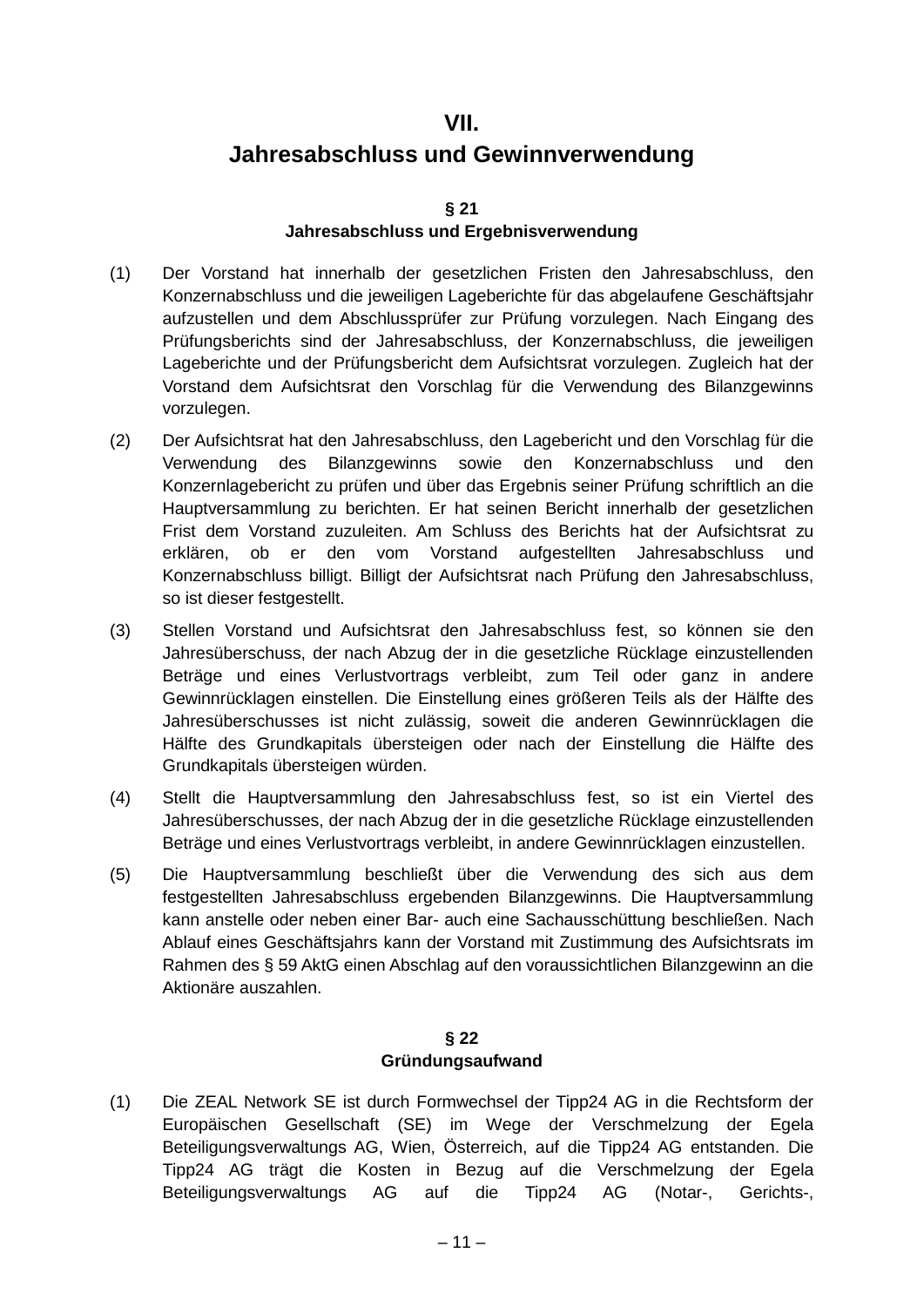## VII.
## Jahresabschluss und Gewinnverwendung

### § 21
### Jahresabschluss und Ergebnisverwendung

(1) Der Vorstand hat innerhalb der gesetzlichen Fristen den Jahresabschluss, den Konzernabschluss und die jeweiligen Lageberichte für das abgelaufene Geschäftsjahr aufzustellen und dem Abschlussprüfer zur Prüfung vorzulegen. Nach Eingang des Prüfungsberichts sind der Jahresabschluss, der Konzernabschluss, die jeweiligen Lageberichte und der Prüfungsbericht dem Aufsichtsrat vorzulegen. Zugleich hat der Vorstand dem Aufsichtsrat den Vorschlag für die Verwendung des Bilanzgewinns vorzulegen.

(2) Der Aufsichtsrat hat den Jahresabschluss, den Lagebericht und den Vorschlag für die Verwendung des Bilanzgewinns sowie den Konzernabschluss und den Konzernlagebericht zu prüfen und über das Ergebnis seiner Prüfung schriftlich an die Hauptversammlung zu berichten. Er hat seinen Bericht innerhalb der gesetzlichen Frist dem Vorstand zuzuleiten. Am Schluss des Berichts hat der Aufsichtsrat zu erklären, ob er den vom Vorstand aufgestellten Jahresabschluss und Konzernabschluss billigt. Billigt der Aufsichtsrat nach Prüfung den Jahresabschluss, so ist dieser festgestellt.

(3) Stellen Vorstand und Aufsichtsrat den Jahresabschluss fest, so können sie den Jahresüberschuss, der nach Abzug der in die gesetzliche Rücklage einzustellenden Beträge und eines Verlustvortrags verbleibt, zum Teil oder ganz in andere Gewinnrücklagen einstellen. Die Einstellung eines größeren Teils als der Hälfte des Jahresüberschusses ist nicht zulässig, soweit die anderen Gewinnrücklagen die Hälfte des Grundkapitals übersteigen oder nach der Einstellung die Hälfte des Grundkapitals übersteigen würden.

(4) Stellt die Hauptversammlung den Jahresabschluss fest, so ist ein Viertel des Jahresüberschusses, der nach Abzug der in die gesetzliche Rücklage einzustellenden Beträge und eines Verlustvortrags verbleibt, in andere Gewinnrücklagen einzustellen.

(5) Die Hauptversammlung beschließt über die Verwendung des sich aus dem festgestellten Jahresabschluss ergebenden Bilanzgewinns. Die Hauptversammlung kann anstelle oder neben einer Bar- auch eine Sachausschüttung beschließen. Nach Ablauf eines Geschäftsjahrs kann der Vorstand mit Zustimmung des Aufsichtsrats im Rahmen des § 59 AktG einen Abschlag auf den voraussichtlichen Bilanzgewinn an die Aktionäre auszahlen.

### § 22
### Gründungsaufwand

(1) Die ZEAL Network SE ist durch Formwechsel der Tipp24 AG in die Rechtsform der Europäischen Gesellschaft (SE) im Wege der Verschmelzung der Egela Beteiligungsverwaltungs AG, Wien, Österreich, auf die Tipp24 AG entstanden. Die Tipp24 AG trägt die Kosten in Bezug auf die Verschmelzung der Egela Beteiligungsverwaltungs AG auf die Tipp24 AG (Notar-, Gerichts-,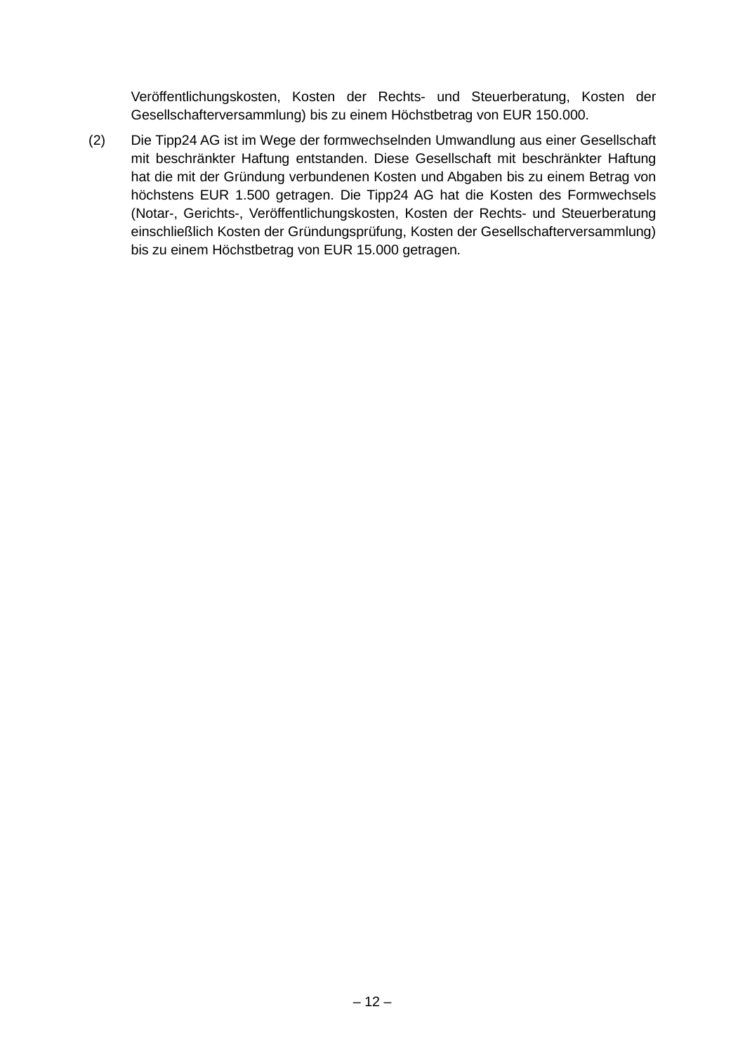Veröffentlichungskosten, Kosten der Rechts- und Steuerberatung, Kosten der Gesellschafterversammlung) bis zu einem Höchstbetrag von EUR 150.000.

(2) Die Tipp24 AG ist im Wege der formwechselnden Umwandlung aus einer Gesellschaft mit beschränkter Haftung entstanden. Diese Gesellschaft mit beschränkter Haftung hat die mit der Gründung verbundenen Kosten und Abgaben bis zu einem Betrag von höchstens EUR 1.500 getragen. Die Tipp24 AG hat die Kosten des Formwechsels (Notar-, Gerichts-, Veröffentlichungskosten, Kosten der Rechts- und Steuerberatung einschließlich Kosten der Gründungsprüfung, Kosten der Gesellschafterversammlung) bis zu einem Höchstbetrag von EUR 15.000 getragen.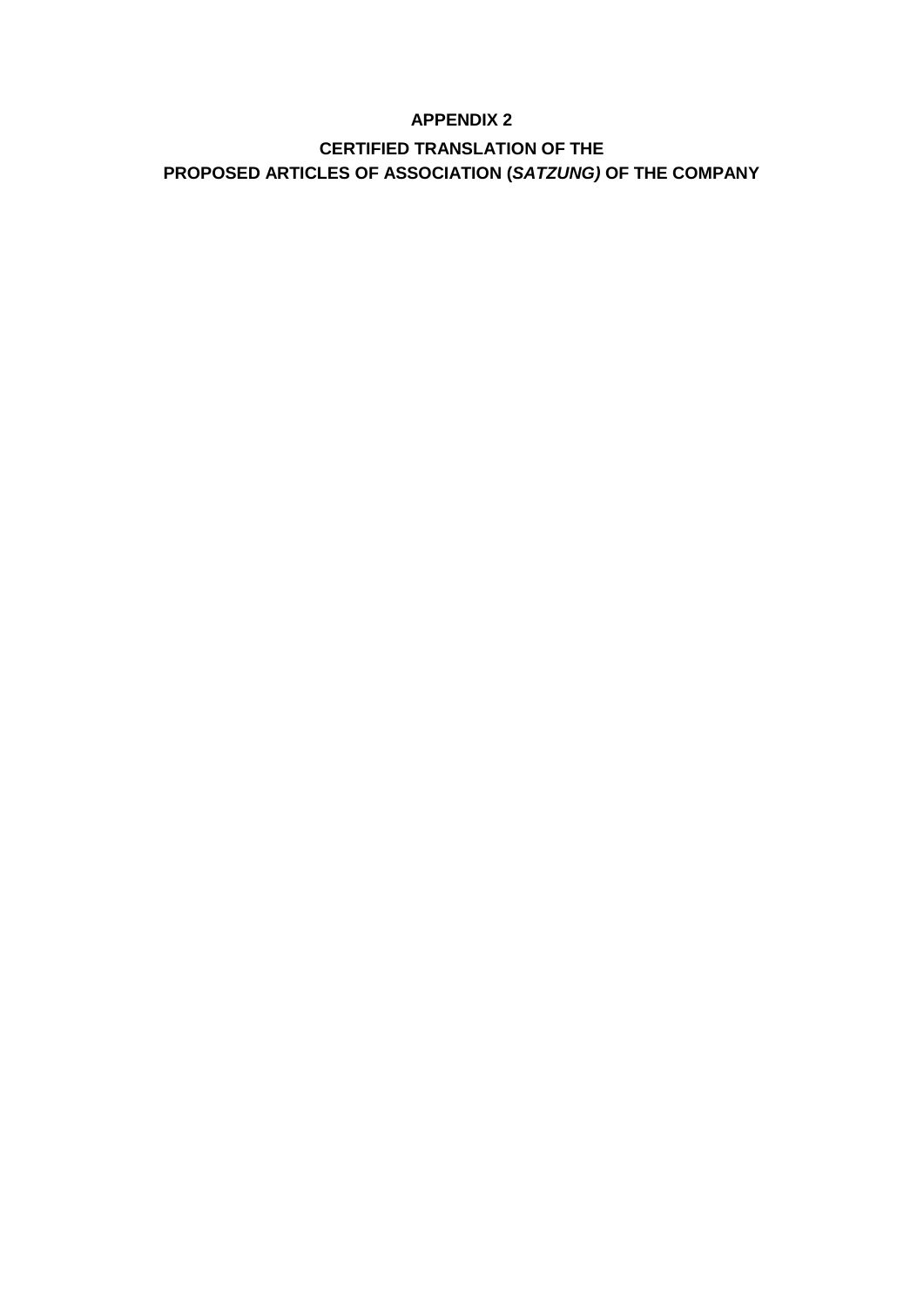# APPENDIX 2

## CERTIFIED TRANSLATION OF THE PROPOSED ARTICLES OF ASSOCIATION (*SATZUNG)* OF THE COMPANY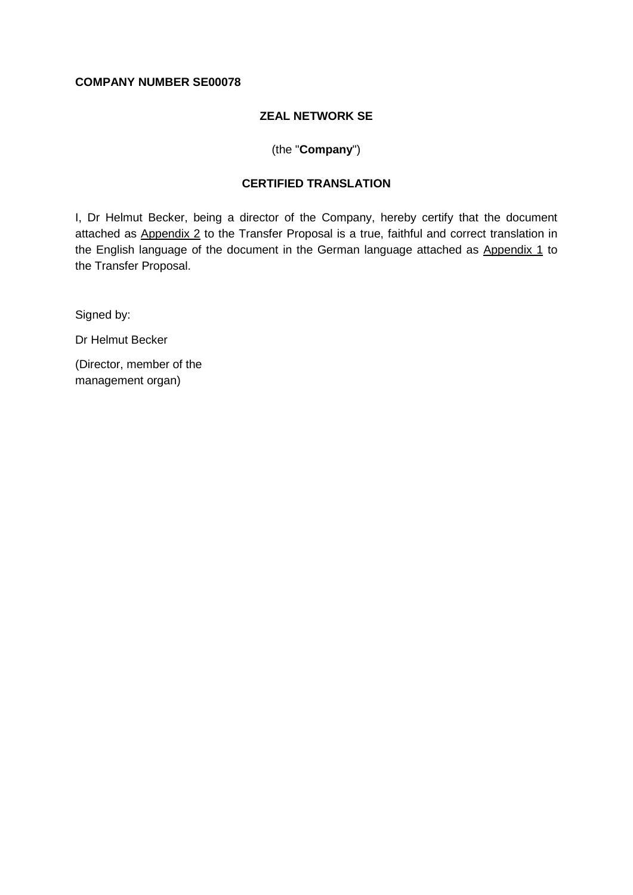**COMPANY NUMBER SE00078**

**ZEAL NETWORK SE**

(the "**Company**")

**CERTIFIED TRANSLATION**

I, Dr Helmut Becker, being a director of the Company, hereby certify that the document attached as Appendix 2 to the Transfer Proposal is a true, faithful and correct translation in the English language of the document in the German language attached as Appendix 1 to the Transfer Proposal.

Signed by:

Dr Helmut Becker

(Director, member of the management organ)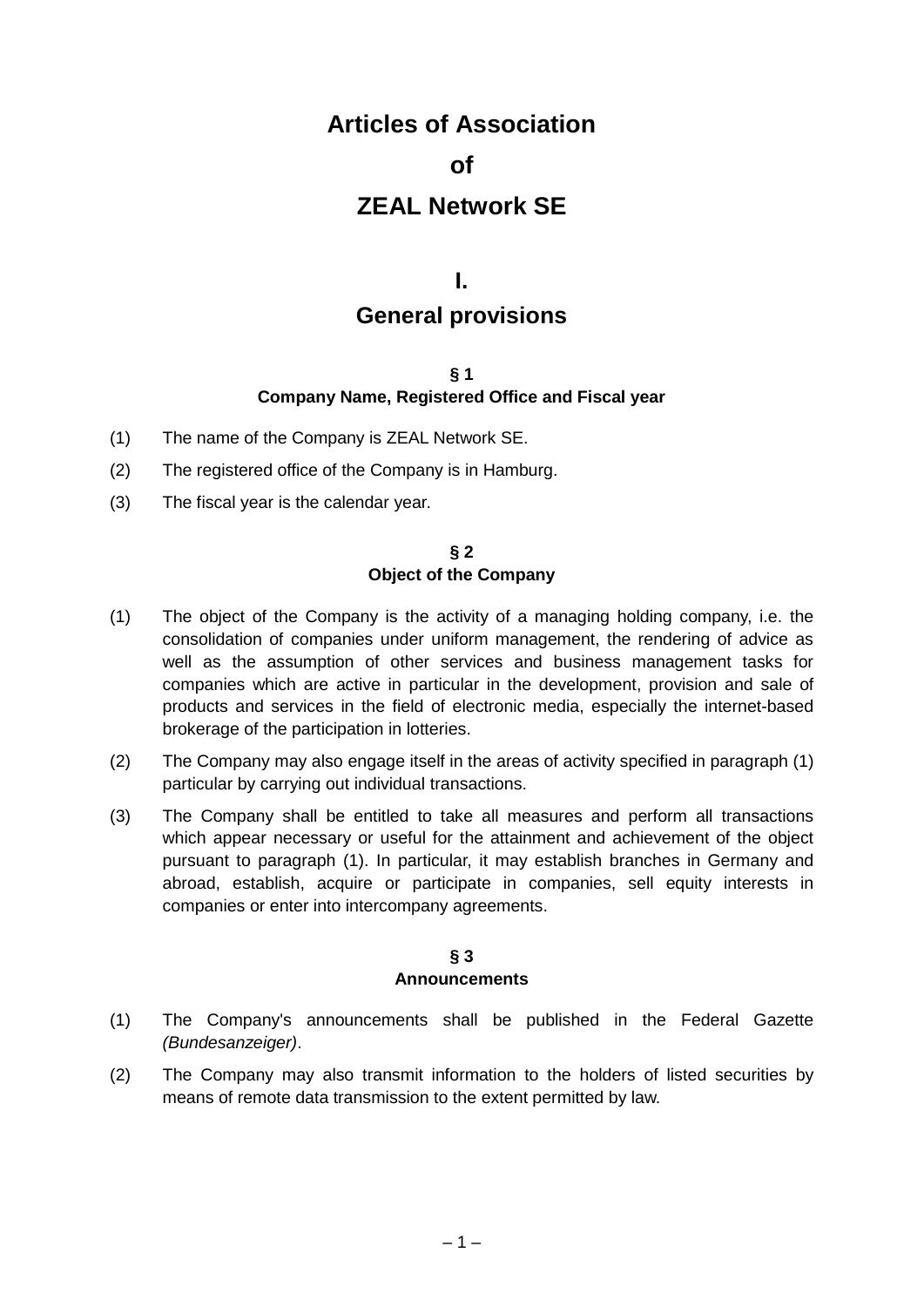# Articles of Association
# of
# ZEAL Network SE

## I.
## General provisions

### § 1
### Company Name, Registered Office and Fiscal year

(1) The name of the Company is ZEAL Network SE.

(2) The registered office of the Company is in Hamburg.

(3) The fiscal year is the calendar year.

### § 2
### Object of the Company

(1) The object of the Company is the activity of a managing holding company, i.e. the consolidation of companies under uniform management, the rendering of advice as well as the assumption of other services and business management tasks for companies which are active in particular in the development, provision and sale of products and services in the field of electronic media, especially the internet-based brokerage of the participation in lotteries.

(2) The Company may also engage itself in the areas of activity specified in paragraph (1) particular by carrying out individual transactions.

(3) The Company shall be entitled to take all measures and perform all transactions which appear necessary or useful for the attainment and achievement of the object pursuant to paragraph (1). In particular, it may establish branches in Germany and abroad, establish, acquire or participate in companies, sell equity interests in companies or enter into intercompany agreements.

### § 3
### Announcements

(1) The Company's announcements shall be published in the Federal Gazette *(Bundesanzeiger)*.

(2) The Company may also transmit information to the holders of listed securities by means of remote data transmission to the extent permitted by law.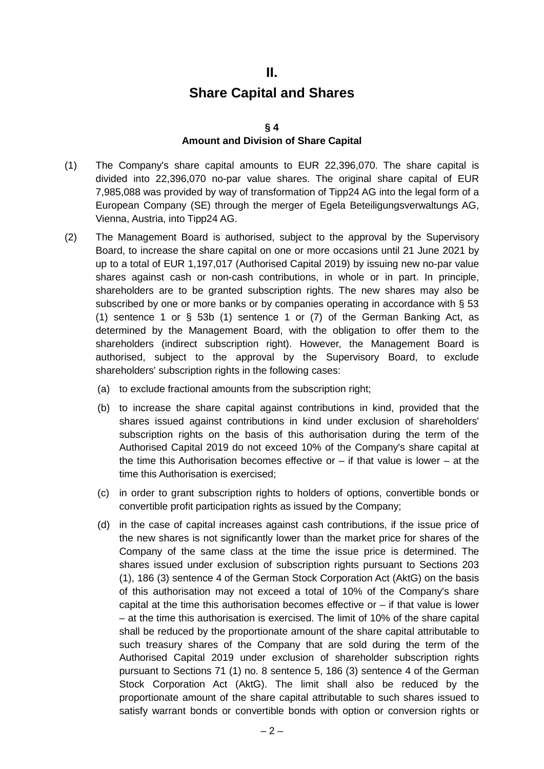# II.

# Share Capital and Shares

### § 4
### Amount and Division of Share Capital

(1) The Company's share capital amounts to EUR 22,396,070. The share capital is divided into 22,396,070 no-par value shares. The original share capital of EUR 7,985,088 was provided by way of transformation of Tipp24 AG into the legal form of a European Company (SE) through the merger of Egela Beteiligungsverwaltungs AG, Vienna, Austria, into Tipp24 AG.

(2) The Management Board is authorised, subject to the approval by the Supervisory Board, to increase the share capital on one or more occasions until 21 June 2021 by up to a total of EUR 1,197,017 (Authorised Capital 2019) by issuing new no-par value shares against cash or non-cash contributions, in whole or in part. In principle, shareholders are to be granted subscription rights. The new shares may also be subscribed by one or more banks or by companies operating in accordance with § 53 (1) sentence 1 or § 53b (1) sentence 1 or (7) of the German Banking Act, as determined by the Management Board, with the obligation to offer them to the shareholders (indirect subscription right). However, the Management Board is authorised, subject to the approval by the Supervisory Board, to exclude shareholders' subscription rights in the following cases:

   (a) to exclude fractional amounts from the subscription right;

   (b) to increase the share capital against contributions in kind, provided that the shares issued against contributions in kind under exclusion of shareholders' subscription rights on the basis of this authorisation during the term of the Authorised Capital 2019 do not exceed 10% of the Company's share capital at the time this Authorisation becomes effective or – if that value is lower – at the time this Authorisation is exercised;

   (c) in order to grant subscription rights to holders of options, convertible bonds or convertible profit participation rights as issued by the Company;

   (d) in the case of capital increases against cash contributions, if the issue price of the new shares is not significantly lower than the market price for shares of the Company of the same class at the time the issue price is determined. The shares issued under exclusion of subscription rights pursuant to Sections 203 (1), 186 (3) sentence 4 of the German Stock Corporation Act (AktG) on the basis of this authorisation may not exceed a total of 10% of the Company's share capital at the time this authorisation becomes effective or – if that value is lower – at the time this authorisation is exercised. The limit of 10% of the share capital shall be reduced by the proportionate amount of the share capital attributable to such treasury shares of the Company that are sold during the term of the Authorised Capital 2019 under exclusion of shareholder subscription rights pursuant to Sections 71 (1) no. 8 sentence 5, 186 (3) sentence 4 of the German Stock Corporation Act (AktG). The limit shall also be reduced by the proportionate amount of the share capital attributable to such shares issued to satisfy warrant bonds or convertible bonds with option or conversion rights or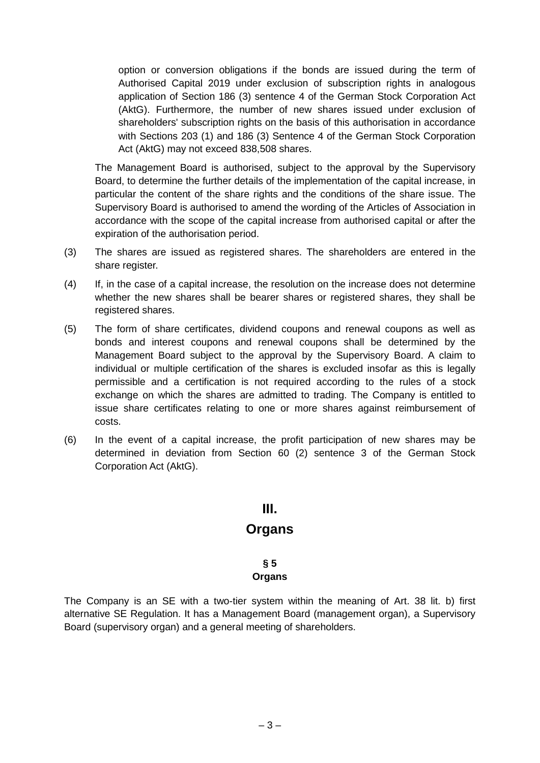option or conversion obligations if the bonds are issued during the term of Authorised Capital 2019 under exclusion of subscription rights in analogous application of Section 186 (3) sentence 4 of the German Stock Corporation Act (AktG). Furthermore, the number of new shares issued under exclusion of shareholders' subscription rights on the basis of this authorisation in accordance with Sections 203 (1) and 186 (3) Sentence 4 of the German Stock Corporation Act (AktG) may not exceed 838,508 shares.

The Management Board is authorised, subject to the approval by the Supervisory Board, to determine the further details of the implementation of the capital increase, in particular the content of the share rights and the conditions of the share issue. The Supervisory Board is authorised to amend the wording of the Articles of Association in accordance with the scope of the capital increase from authorised capital or after the expiration of the authorisation period.

(3) The shares are issued as registered shares. The shareholders are entered in the share register.

(4) If, in the case of a capital increase, the resolution on the increase does not determine whether the new shares shall be bearer shares or registered shares, they shall be registered shares.

(5) The form of share certificates, dividend coupons and renewal coupons as well as bonds and interest coupons and renewal coupons shall be determined by the Management Board subject to the approval by the Supervisory Board. A claim to individual or multiple certification of the shares is excluded insofar as this is legally permissible and a certification is not required according to the rules of a stock exchange on which the shares are admitted to trading. The Company is entitled to issue share certificates relating to one or more shares against reimbursement of costs.

(6) In the event of a capital increase, the profit participation of new shares may be determined in deviation from Section 60 (2) sentence 3 of the German Stock Corporation Act (AktG).

## III.
## Organs

### § 5
### Organs

The Company is an SE with a two-tier system within the meaning of Art. 38 lit. b) first alternative SE Regulation. It has a Management Board (management organ), a Supervisory Board (supervisory organ) and a general meeting of shareholders.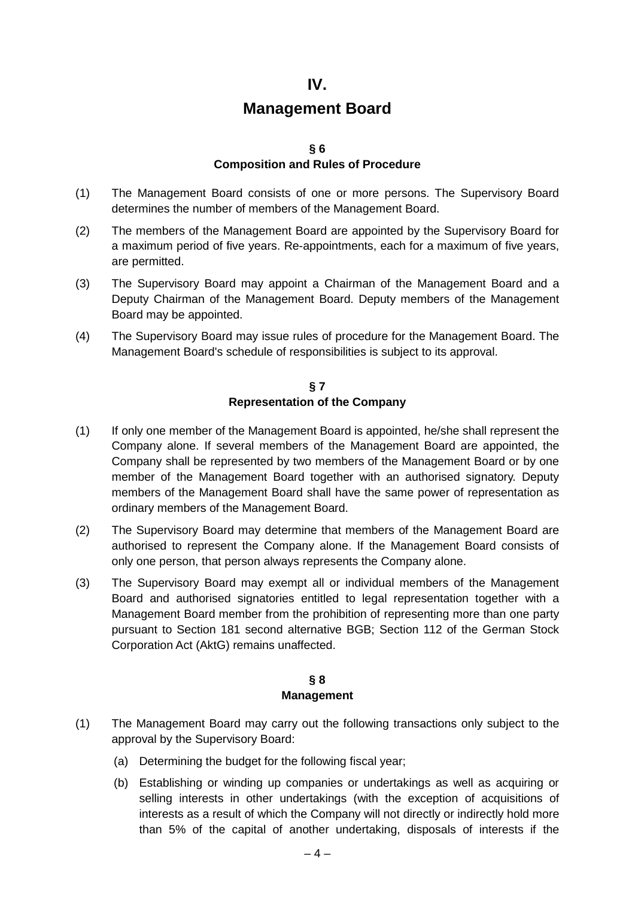# IV.

# Management Board

## § 6
## Composition and Rules of Procedure

(1) The Management Board consists of one or more persons. The Supervisory Board determines the number of members of the Management Board.

(2) The members of the Management Board are appointed by the Supervisory Board for a maximum period of five years. Re-appointments, each for a maximum of five years, are permitted.

(3) The Supervisory Board may appoint a Chairman of the Management Board and a Deputy Chairman of the Management Board. Deputy members of the Management Board may be appointed.

(4) The Supervisory Board may issue rules of procedure for the Management Board. The Management Board's schedule of responsibilities is subject to its approval.

## § 7
## Representation of the Company

(1) If only one member of the Management Board is appointed, he/she shall represent the Company alone. If several members of the Management Board are appointed, the Company shall be represented by two members of the Management Board or by one member of the Management Board together with an authorised signatory. Deputy members of the Management Board shall have the same power of representation as ordinary members of the Management Board.

(2) The Supervisory Board may determine that members of the Management Board are authorised to represent the Company alone. If the Management Board consists of only one person, that person always represents the Company alone.

(3) The Supervisory Board may exempt all or individual members of the Management Board and authorised signatories entitled to legal representation together with a Management Board member from the prohibition of representing more than one party pursuant to Section 181 second alternative BGB; Section 112 of the German Stock Corporation Act (AktG) remains unaffected.

## § 8
## Management

(1) The Management Board may carry out the following transactions only subject to the approval by the Supervisory Board:

   (a) Determining the budget for the following fiscal year;

   (b) Establishing or winding up companies or undertakings as well as acquiring or selling interests in other undertakings (with the exception of acquisitions of interests as a result of which the Company will not directly or indirectly hold more than 5% of the capital of another undertaking, disposals of interests if the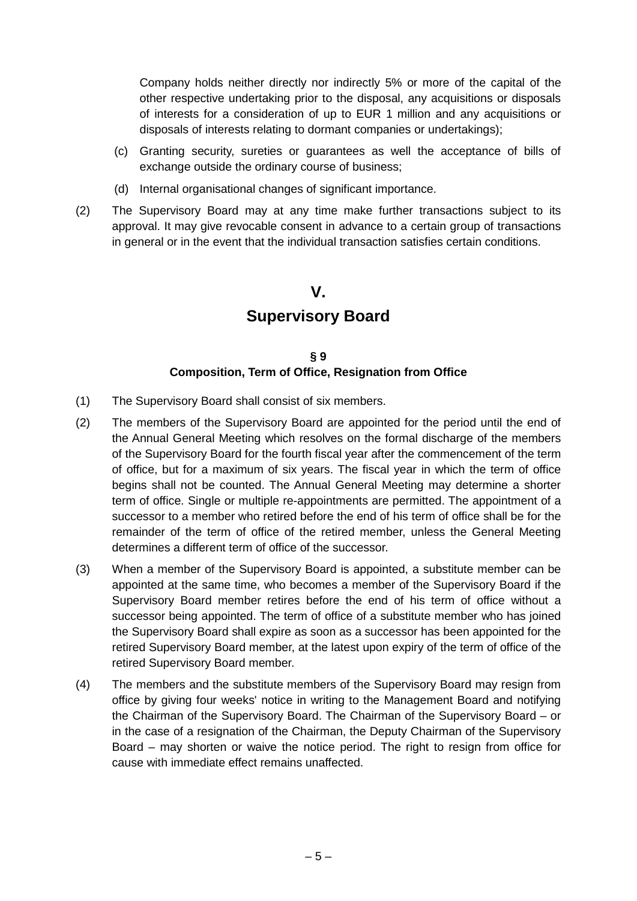Company holds neither directly nor indirectly 5% or more of the capital of the other respective undertaking prior to the disposal, any acquisitions or disposals of interests for a consideration of up to EUR 1 million and any acquisitions or disposals of interests relating to dormant companies or undertakings);

(c) Granting security, sureties or guarantees as well the acceptance of bills of exchange outside the ordinary course of business;

(d) Internal organisational changes of significant importance.

(2) The Supervisory Board may at any time make further transactions subject to its approval. It may give revocable consent in advance to a certain group of transactions in general or in the event that the individual transaction satisfies certain conditions.

# V.
# Supervisory Board

## § 9
## Composition, Term of Office, Resignation from Office

(1) The Supervisory Board shall consist of six members.

(2) The members of the Supervisory Board are appointed for the period until the end of the Annual General Meeting which resolves on the formal discharge of the members of the Supervisory Board for the fourth fiscal year after the commencement of the term of office, but for a maximum of six years. The fiscal year in which the term of office begins shall not be counted. The Annual General Meeting may determine a shorter term of office. Single or multiple re-appointments are permitted. The appointment of a successor to a member who retired before the end of his term of office shall be for the remainder of the term of office of the retired member, unless the General Meeting determines a different term of office of the successor.

(3) When a member of the Supervisory Board is appointed, a substitute member can be appointed at the same time, who becomes a member of the Supervisory Board if the Supervisory Board member retires before the end of his term of office without a successor being appointed. The term of office of a substitute member who has joined the Supervisory Board shall expire as soon as a successor has been appointed for the retired Supervisory Board member, at the latest upon expiry of the term of office of the retired Supervisory Board member.

(4) The members and the substitute members of the Supervisory Board may resign from office by giving four weeks' notice in writing to the Management Board and notifying the Chairman of the Supervisory Board. The Chairman of the Supervisory Board – or in the case of a resignation of the Chairman, the Deputy Chairman of the Supervisory Board – may shorten or waive the notice period. The right to resign from office for cause with immediate effect remains unaffected.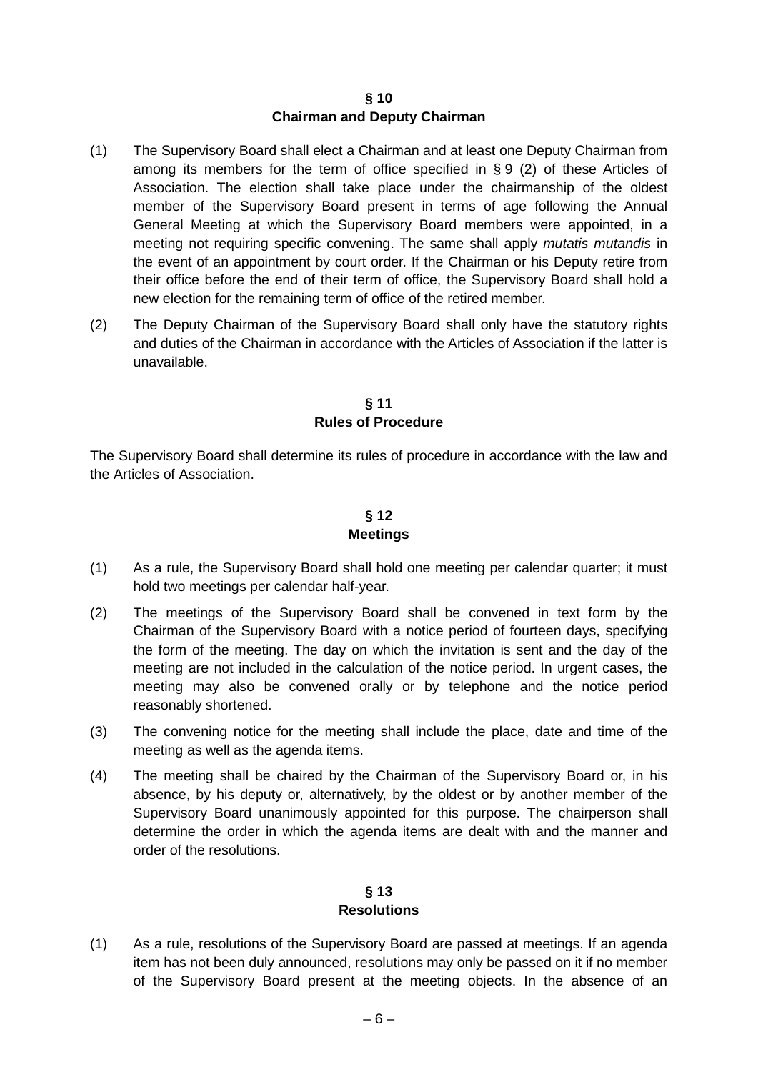## § 10
## Chairman and Deputy Chairman

(1) The Supervisory Board shall elect a Chairman and at least one Deputy Chairman from among its members for the term of office specified in § 9 (2) of these Articles of Association. The election shall take place under the chairmanship of the oldest member of the Supervisory Board present in terms of age following the Annual General Meeting at which the Supervisory Board members were appointed, in a meeting not requiring specific convening. The same shall apply *mutatis mutandis* in the event of an appointment by court order. If the Chairman or his Deputy retire from their office before the end of their term of office, the Supervisory Board shall hold a new election for the remaining term of office of the retired member.

(2) The Deputy Chairman of the Supervisory Board shall only have the statutory rights and duties of the Chairman in accordance with the Articles of Association if the latter is unavailable.

## § 11
## Rules of Procedure

The Supervisory Board shall determine its rules of procedure in accordance with the law and the Articles of Association.

## § 12
## Meetings

(1) As a rule, the Supervisory Board shall hold one meeting per calendar quarter; it must hold two meetings per calendar half-year.

(2) The meetings of the Supervisory Board shall be convened in text form by the Chairman of the Supervisory Board with a notice period of fourteen days, specifying the form of the meeting. The day on which the invitation is sent and the day of the meeting are not included in the calculation of the notice period. In urgent cases, the meeting may also be convened orally or by telephone and the notice period reasonably shortened.

(3) The convening notice for the meeting shall include the place, date and time of the meeting as well as the agenda items.

(4) The meeting shall be chaired by the Chairman of the Supervisory Board or, in his absence, by his deputy or, alternatively, by the oldest or by another member of the Supervisory Board unanimously appointed for this purpose. The chairperson shall determine the order in which the agenda items are dealt with and the manner and order of the resolutions.

## § 13
## Resolutions

(1) As a rule, resolutions of the Supervisory Board are passed at meetings. If an agenda item has not been duly announced, resolutions may only be passed on it if no member of the Supervisory Board present at the meeting objects. In the absence of an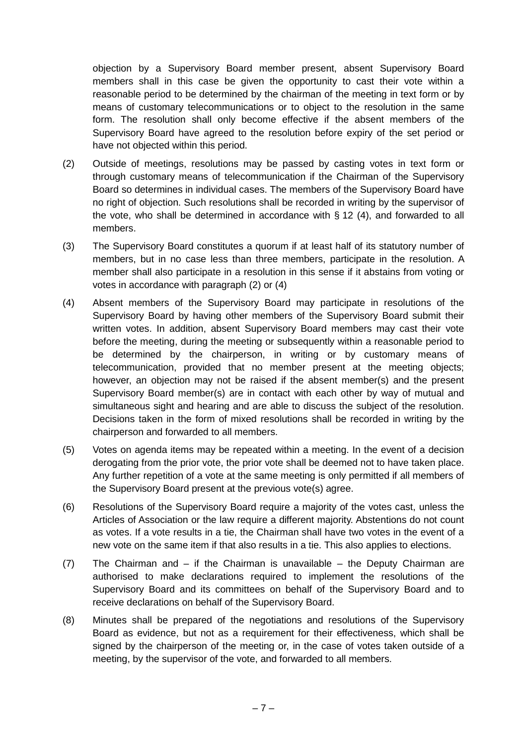objection by a Supervisory Board member present, absent Supervisory Board members shall in this case be given the opportunity to cast their vote within a reasonable period to be determined by the chairman of the meeting in text form or by means of customary telecommunications or to object to the resolution in the same form. The resolution shall only become effective if the absent members of the Supervisory Board have agreed to the resolution before expiry of the set period or have not objected within this period.

(2) Outside of meetings, resolutions may be passed by casting votes in text form or through customary means of telecommunication if the Chairman of the Supervisory Board so determines in individual cases. The members of the Supervisory Board have no right of objection. Such resolutions shall be recorded in writing by the supervisor of the vote, who shall be determined in accordance with § 12 (4), and forwarded to all members.

(3) The Supervisory Board constitutes a quorum if at least half of its statutory number of members, but in no case less than three members, participate in the resolution. A member shall also participate in a resolution in this sense if it abstains from voting or votes in accordance with paragraph (2) or (4)

(4) Absent members of the Supervisory Board may participate in resolutions of the Supervisory Board by having other members of the Supervisory Board submit their written votes. In addition, absent Supervisory Board members may cast their vote before the meeting, during the meeting or subsequently within a reasonable period to be determined by the chairperson, in writing or by customary means of telecommunication, provided that no member present at the meeting objects; however, an objection may not be raised if the absent member(s) and the present Supervisory Board member(s) are in contact with each other by way of mutual and simultaneous sight and hearing and are able to discuss the subject of the resolution. Decisions taken in the form of mixed resolutions shall be recorded in writing by the chairperson and forwarded to all members.

(5) Votes on agenda items may be repeated within a meeting. In the event of a decision derogating from the prior vote, the prior vote shall be deemed not to have taken place. Any further repetition of a vote at the same meeting is only permitted if all members of the Supervisory Board present at the previous vote(s) agree.

(6) Resolutions of the Supervisory Board require a majority of the votes cast, unless the Articles of Association or the law require a different majority. Abstentions do not count as votes. If a vote results in a tie, the Chairman shall have two votes in the event of a new vote on the same item if that also results in a tie. This also applies to elections.

(7) The Chairman and – if the Chairman is unavailable – the Deputy Chairman are authorised to make declarations required to implement the resolutions of the Supervisory Board and its committees on behalf of the Supervisory Board and to receive declarations on behalf of the Supervisory Board.

(8) Minutes shall be prepared of the negotiations and resolutions of the Supervisory Board as evidence, but not as a requirement for their effectiveness, which shall be signed by the chairperson of the meeting or, in the case of votes taken outside of a meeting, by the supervisor of the vote, and forwarded to all members.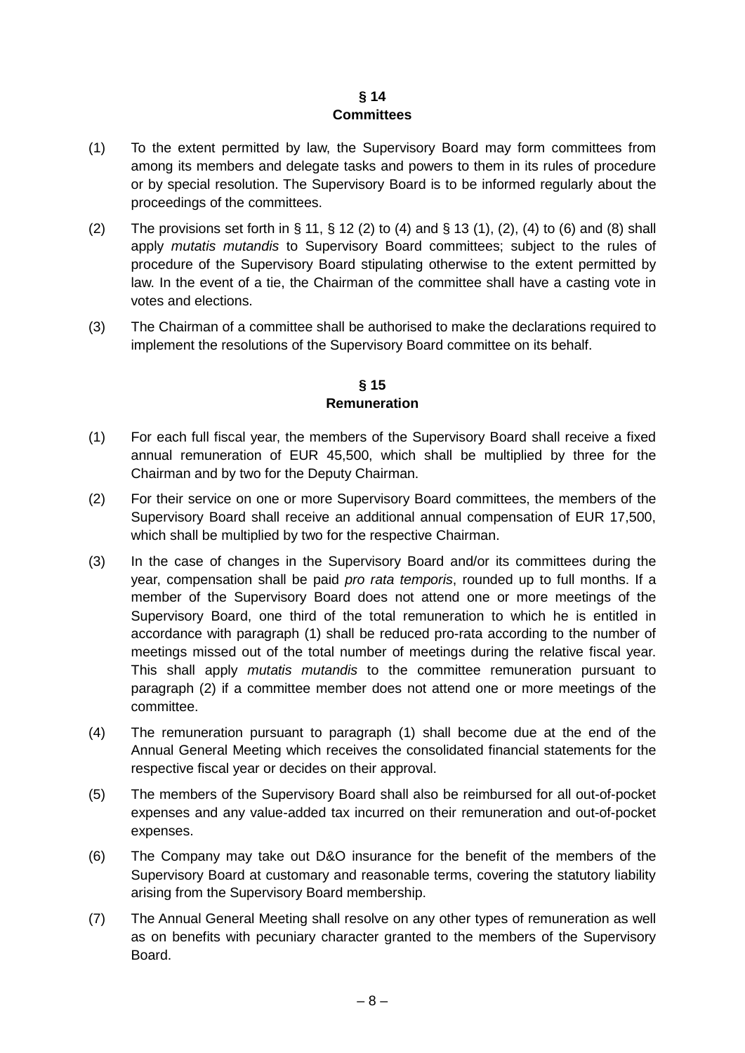## § 14
## Committees

(1) To the extent permitted by law, the Supervisory Board may form committees from among its members and delegate tasks and powers to them in its rules of procedure or by special resolution. The Supervisory Board is to be informed regularly about the proceedings of the committees.

(2) The provisions set forth in § 11, § 12 (2) to (4) and § 13 (1), (2), (4) to (6) and (8) shall apply *mutatis mutandis* to Supervisory Board committees; subject to the rules of procedure of the Supervisory Board stipulating otherwise to the extent permitted by law. In the event of a tie, the Chairman of the committee shall have a casting vote in votes and elections.

(3) The Chairman of a committee shall be authorised to make the declarations required to implement the resolutions of the Supervisory Board committee on its behalf.

## § 15
## Remuneration

(1) For each full fiscal year, the members of the Supervisory Board shall receive a fixed annual remuneration of EUR 45,500, which shall be multiplied by three for the Chairman and by two for the Deputy Chairman.

(2) For their service on one or more Supervisory Board committees, the members of the Supervisory Board shall receive an additional annual compensation of EUR 17,500, which shall be multiplied by two for the respective Chairman.

(3) In the case of changes in the Supervisory Board and/or its committees during the year, compensation shall be paid *pro rata temporis*, rounded up to full months. If a member of the Supervisory Board does not attend one or more meetings of the Supervisory Board, one third of the total remuneration to which he is entitled in accordance with paragraph (1) shall be reduced pro-rata according to the number of meetings missed out of the total number of meetings during the relative fiscal year. This shall apply *mutatis mutandis* to the committee remuneration pursuant to paragraph (2) if a committee member does not attend one or more meetings of the committee.

(4) The remuneration pursuant to paragraph (1) shall become due at the end of the Annual General Meeting which receives the consolidated financial statements for the respective fiscal year or decides on their approval.

(5) The members of the Supervisory Board shall also be reimbursed for all out-of-pocket expenses and any value-added tax incurred on their remuneration and out-of-pocket expenses.

(6) The Company may take out D&O insurance for the benefit of the members of the Supervisory Board at customary and reasonable terms, covering the statutory liability arising from the Supervisory Board membership.

(7) The Annual General Meeting shall resolve on any other types of remuneration as well as on benefits with pecuniary character granted to the members of the Supervisory Board.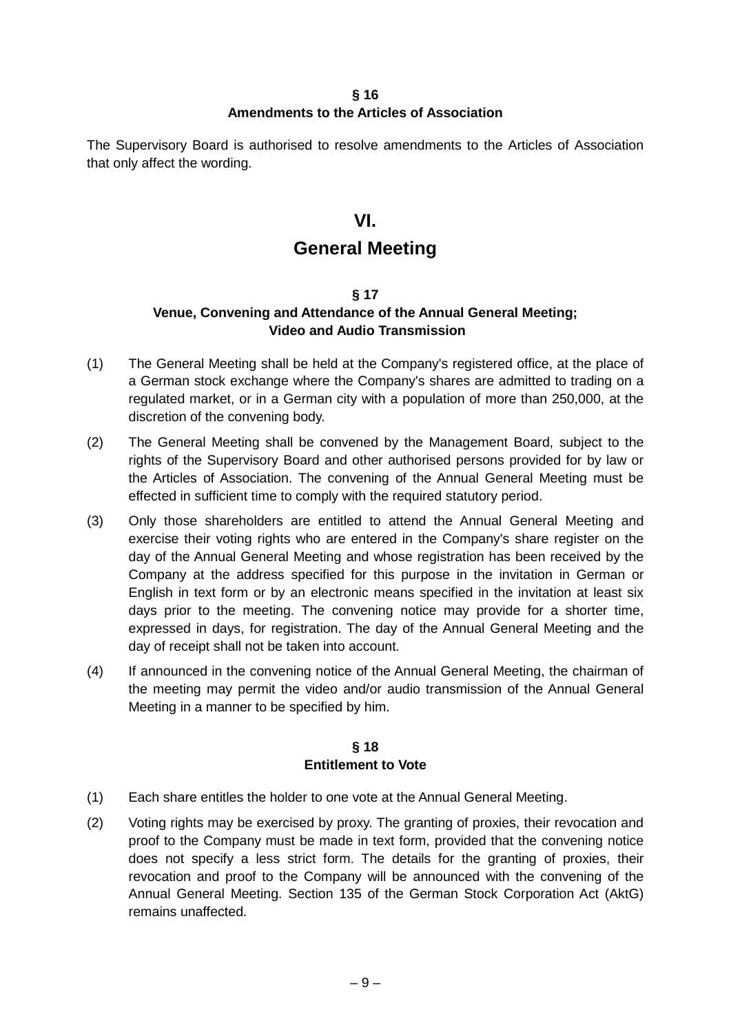### § 16
### Amendments to the Articles of Association

The Supervisory Board is authorised to resolve amendments to the Articles of Association that only affect the wording.

## VI.
## General Meeting

### § 17
### Venue, Convening and Attendance of the Annual General Meeting; Video and Audio Transmission

(1) The General Meeting shall be held at the Company's registered office, at the place of a German stock exchange where the Company's shares are admitted to trading on a regulated market, or in a German city with a population of more than 250,000, at the discretion of the convening body.

(2) The General Meeting shall be convened by the Management Board, subject to the rights of the Supervisory Board and other authorised persons provided for by law or the Articles of Association. The convening of the Annual General Meeting must be effected in sufficient time to comply with the required statutory period.

(3) Only those shareholders are entitled to attend the Annual General Meeting and exercise their voting rights who are entered in the Company's share register on the day of the Annual General Meeting and whose registration has been received by the Company at the address specified for this purpose in the invitation in German or English in text form or by an electronic means specified in the invitation at least six days prior to the meeting. The convening notice may provide for a shorter time, expressed in days, for registration. The day of the Annual General Meeting and the day of receipt shall not be taken into account.

(4) If announced in the convening notice of the Annual General Meeting, the chairman of the meeting may permit the video and/or audio transmission of the Annual General Meeting in a manner to be specified by him.

### § 18
### Entitlement to Vote

(1) Each share entitles the holder to one vote at the Annual General Meeting.

(2) Voting rights may be exercised by proxy. The granting of proxies, their revocation and proof to the Company must be made in text form, provided that the convening notice does not specify a less strict form. The details for the granting of proxies, their revocation and proof to the Company will be announced with the convening of the Annual General Meeting. Section 135 of the German Stock Corporation Act (AktG) remains unaffected.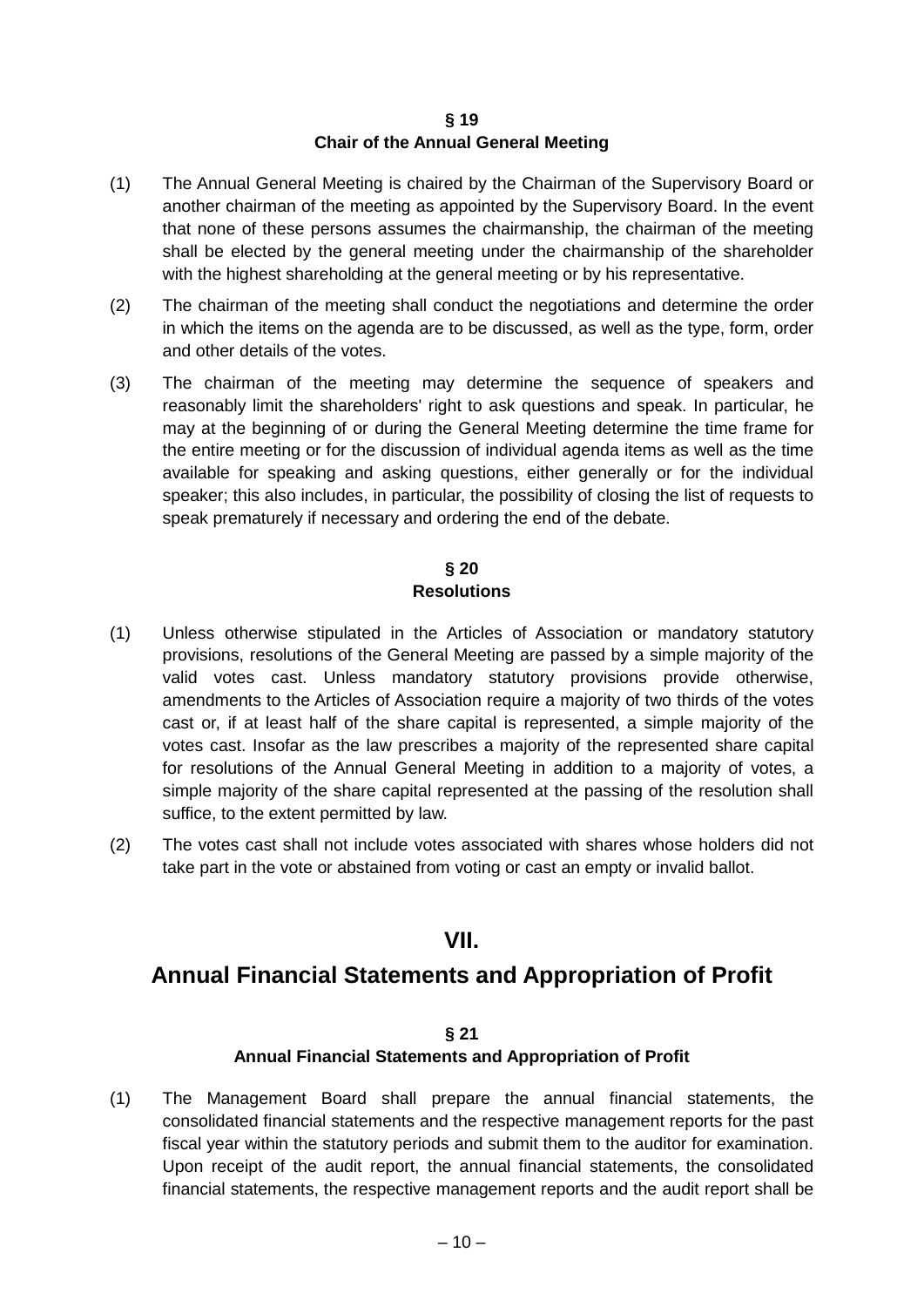### § 19
### Chair of the Annual General Meeting

(1) The Annual General Meeting is chaired by the Chairman of the Supervisory Board or another chairman of the meeting as appointed by the Supervisory Board. In the event that none of these persons assumes the chairmanship, the chairman of the meeting shall be elected by the general meeting under the chairmanship of the shareholder with the highest shareholding at the general meeting or by his representative.

(2) The chairman of the meeting shall conduct the negotiations and determine the order in which the items on the agenda are to be discussed, as well as the type, form, order and other details of the votes.

(3) The chairman of the meeting may determine the sequence of speakers and reasonably limit the shareholders' right to ask questions and speak. In particular, he may at the beginning of or during the General Meeting determine the time frame for the entire meeting or for the discussion of individual agenda items as well as the time available for speaking and asking questions, either generally or for the individual speaker; this also includes, in particular, the possibility of closing the list of requests to speak prematurely if necessary and ordering the end of the debate.

### § 20
### Resolutions

(1) Unless otherwise stipulated in the Articles of Association or mandatory statutory provisions, resolutions of the General Meeting are passed by a simple majority of the valid votes cast. Unless mandatory statutory provisions provide otherwise, amendments to the Articles of Association require a majority of two thirds of the votes cast or, if at least half of the share capital is represented, a simple majority of the votes cast. Insofar as the law prescribes a majority of the represented share capital for resolutions of the Annual General Meeting in addition to a majority of votes, a simple majority of the share capital represented at the passing of the resolution shall suffice, to the extent permitted by law.

(2) The votes cast shall not include votes associated with shares whose holders did not take part in the vote or abstained from voting or cast an empty or invalid ballot.

## VII.
## Annual Financial Statements and Appropriation of Profit

### § 21
### Annual Financial Statements and Appropriation of Profit

(1) The Management Board shall prepare the annual financial statements, the consolidated financial statements and the respective management reports for the past fiscal year within the statutory periods and submit them to the auditor for examination. Upon receipt of the audit report, the annual financial statements, the consolidated financial statements, the respective management reports and the audit report shall be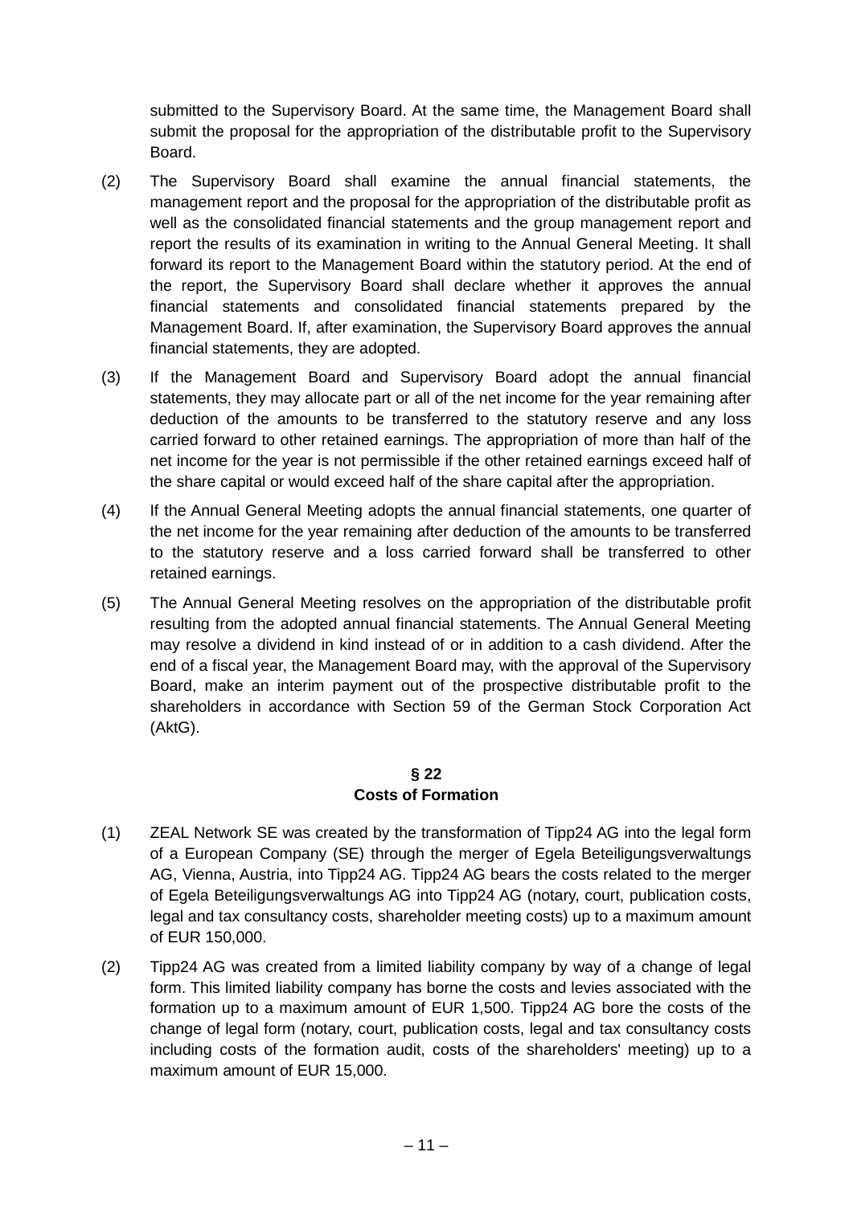submitted to the Supervisory Board. At the same time, the Management Board shall submit the proposal for the appropriation of the distributable profit to the Supervisory Board.

(2) The Supervisory Board shall examine the annual financial statements, the management report and the proposal for the appropriation of the distributable profit as well as the consolidated financial statements and the group management report and report the results of its examination in writing to the Annual General Meeting. It shall forward its report to the Management Board within the statutory period. At the end of the report, the Supervisory Board shall declare whether it approves the annual financial statements and consolidated financial statements prepared by the Management Board. If, after examination, the Supervisory Board approves the annual financial statements, they are adopted.

(3) If the Management Board and Supervisory Board adopt the annual financial statements, they may allocate part or all of the net income for the year remaining after deduction of the amounts to be transferred to the statutory reserve and any loss carried forward to other retained earnings. The appropriation of more than half of the net income for the year is not permissible if the other retained earnings exceed half of the share capital or would exceed half of the share capital after the appropriation.

(4) If the Annual General Meeting adopts the annual financial statements, one quarter of the net income for the year remaining after deduction of the amounts to be transferred to the statutory reserve and a loss carried forward shall be transferred to other retained earnings.

(5) The Annual General Meeting resolves on the appropriation of the distributable profit resulting from the adopted annual financial statements. The Annual General Meeting may resolve a dividend in kind instead of or in addition to a cash dividend. After the end of a fiscal year, the Management Board may, with the approval of the Supervisory Board, make an interim payment out of the prospective distributable profit to the shareholders in accordance with Section 59 of the German Stock Corporation Act (AktG).

## § 22
## Costs of Formation

(1) ZEAL Network SE was created by the transformation of Tipp24 AG into the legal form of a European Company (SE) through the merger of Egela Beteiligungsverwaltungs AG, Vienna, Austria, into Tipp24 AG. Tipp24 AG bears the costs related to the merger of Egela Beteiligungsverwaltungs AG into Tipp24 AG (notary, court, publication costs, legal and tax consultancy costs, shareholder meeting costs) up to a maximum amount of EUR 150,000.

(2) Tipp24 AG was created from a limited liability company by way of a change of legal form. This limited liability company has borne the costs and levies associated with the formation up to a maximum amount of EUR 1,500. Tipp24 AG bore the costs of the change of legal form (notary, court, publication costs, legal and tax consultancy costs including costs of the formation audit, costs of the shareholders' meeting) up to a maximum amount of EUR 15,000.